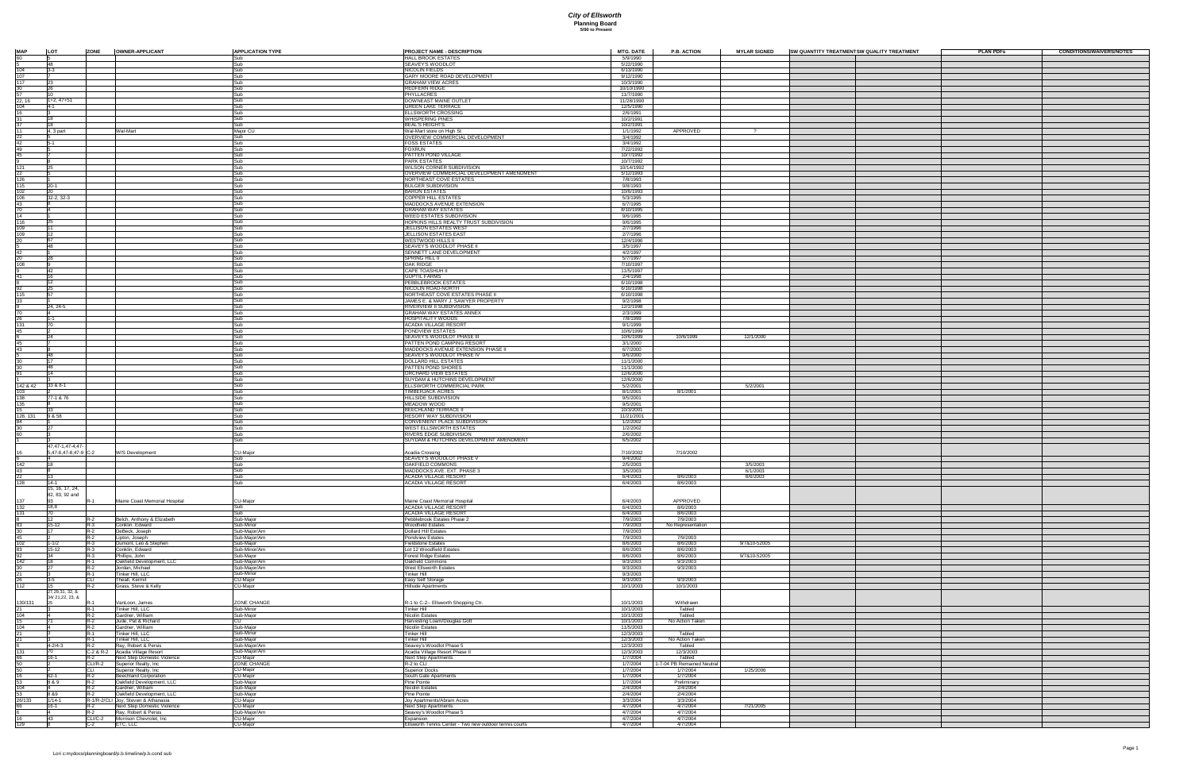# City of Ellsworth
## Planning Board
### 5/90 to Present

| MAP | LOT | ZONE | OWNER-APPLICANT | APPLICATION TYPE | PROJECT NAME - DESCRIPTION | MTG. DATE | P.B. ACTION | MYLAR SIGNED | SW QUANTITY TREATMENT | SW QUALITY TREATMENT | PLAN PDFs | CONDITIONS/WAIVERS/NOTES |
|---|---|---|---|---|---|---|---|---|---|---|---|---|
| 60 | 5 | | | Sub | HALL BROOK ESTATES | 5/9/1990 | | | | | | |
| 5 | 48 | | | Sub | SEAVEY'S WOODLOT | 5/22/1990 | | | | | | |
| 104 | 3-3 | | | Sub | NICOLIN FIELDS | 6/13/1990 | | | | | | |
| 107 | 7 | | | Sub | GARY MOORE ROAD DEVELOPMENT | 9/12/1990 | | | | | | |
| 117 | 23 | | | Sub | GRAHAM VIEW ACRES | 10/3/1990 | | | | | | |
| 30 | 26 | | | Sub | REDFERN RIDGE | 10/10/1990 | | | | | | |
| 57 | 10 | | | Sub | PHYLLACRES | 11/7/1990 | | | | | | |
| 22, 16 | 1+2, 47+51 | | | Sub | DOWNEAST MAINE OUTLET | 11/28/1990 | | | | | | |
| 104 | 4-1 | | | Sub | GREEN LAKE TERRACE | 12/5/1990 | | | | | | |
| 16 | 3 | | | Sub | ELLSWORTH CROSSING | 2/6/1991 | | | | | | |
| 31 | 18 | | | Sub | WHISPERING PINES | 10/2/1991 | | | | | | |
| 37 | 18 | | | Sub | BEAL'S HEIGHTS | 10/2/1991 | | | | | | |
| 11 | 4, 3 part | | Wal-Mart | Major CU | Wal-Mart store on High St | 1/1/1992 | APPROVED | ? | | | | |
| 22 | 5 | | | Sub | OVERVIEW COMMERCIAL DEVELOPMENT | 3/4/1992 | | | | | | |
| 42 | 5-1 | | | Sub | FOSS ESTATES | 3/4/1992 | | | | | | |
| 49 | 5 | | | Sub | FOXRUN | 7/22/1992 | | | | | | |
| 45 | 7 | | | Sub | PATTEN POND VILLAGE | 10/7/1992 | | | | | | |
| 9 | 8 | | | Sub | PARK ESTATES | 10/7/1992 | | | | | | |
| 121 | 25 | | | Sub | WILSON CORNER SUBDIVISION | 10/14/1992 | | | | | | |
| 22 | 5 | | | Sub | OVERVIEW COMMERCIAL DEVELOPMENT AMENDMENT | 5/12/1993 | | | | | | |
| 126 | 1 | | | Sub | NORTHEAST COVE ESTATES | 7/8/1993 | | | | | | |
| 115 | 20-1 | | | Sub | BULGER SUBDIVISION | 9/8/1993 | | | | | | |
| 102 | 20 | | | Sub | BARON ESTATES | 10/6/1993 | | | | | | |
| 106 | 32-2, 32-3 | | | Sub | COPPER HILL ESTATES | 5/3/1995 | | | | | | |
| 43 | 8 | | | Sub | MADDOCKS AVENUE EXTENSION | 6/7/1995 | | | | | | |
| 70 | 4 | | | Sub | GRAHAM WAY ESTATES | 8/10/1995 | | | | | | |
| 14 | 1 | | | Sub | WEED ESTATES SUBDIVISION | 9/6/1995 | | | | | | |
| 116 | 25 | | | Sub | HOPKINS HILLS REALTY TRUST SUBDIVISION | 9/6/1995 | | | | | | |
| 109 | 11 | | | Sub | JELLISON ESTATES WEST | 2/7/1996 | | | | | | |
| 109 | 12 | | | Sub | JELLISON ESTATES EAST | 2/7/1996 | | | | | | |
| 20 | 67 | | | Sub | WESTWOOD HILLS II | 12/4/1996 | | | | | | |
| 5 | 48 | | | Sub | SEAVEY'S WOODLOT PHASE II | 3/5/1997 | | | | | | |
| 42 | 1 | | | Sub | SENNETT LANE DEVELOPMENT | 4/2/1997 | | | | | | |
| 20 | 28 | | | Sub | SPRING HILL II | 5/7/1997 | | | | | | |
| 108 | 9 | | | Sub | OAK RIDGE | 7/10/1997 | | | | | | |
| 9 | 42 | | | Sub | CAPE TOASHUH II | 11/5/1997 | | | | | | |
| 41 | 16 | | | Sub | GUPTIL FARMS | 2/4/1998 | | | | | | |
| 8 | 12 | | | Sub | PEBBLEBROOK ESTATES | 6/10/1998 | | | | | | |
| 92 | 25 | | | Sub | NICOLIN ROAD NORTH | 6/10/1998 | | | | | | |
| 115 | 57 | | | Sub | NORTHEAST COVE ESTATES PHASE II | 6/10/1998 | | | | | | |
| 33 | 1 | | | Sub | JAMES E. & MARY J. SAWYER PROPERTY | 9/2/1998 | | | | | | |
| 9 | 24, 24-5 | | | Sub | RIVERVIEW II SUBDIVISION | 12/2/1998 | | | | | | |
| 70 | 4 | | | Sub | GRAHAM WAY ESTATES ANNEX | 2/3/1999 | | | | | | |
| 26 | 1-1 | | | Sub | HOSPITALITY WOODS | 7/8/1999 | | | | | | |
| 131 | 70 | | | Sub | ACADIA VILLAGE RESORT | 9/1/1999 | | | | | | |
| 45 | 2 | | | Sub | PONDVIEW ESTATES | 10/6/1999 | | | | | | |
| 6 | 24 | | | Sub | SEAVEY'S WOODLOT PHASE III | 10/6/1999 | 10/6/1999 | 12/1/2000 | | | | |
| 45 | 7 | | | Sub | PATTEN POND CAMPING RESORT | 3/1/2000 | | | | | | |
| 41 | 8 | | | Sub | MADDOCKS AVENUE EXTENSION PHASE II | 6/7/2000 | | | | | | |
| 5 | 48 | | | Sub | SEAVEY'S WOODLOT PHASE IV | 9/6/2000 | | | | | | |
| 30 | 17 | | | Sub | DOLLARD HILL ESTATES | 11/1/2000 | | | | | | |
| 30 | 48 | | | Sub | PATTEN POND SHORES | 11/1/2000 | | | | | | |
| 81 | 14 | | | Sub | ORCHARD VIEW ESTATES | 12/6/2000 | | | | | | |
| 1 | 3 | | | Sub | SUYDAM & HUTCHINS DEVELOPMENT | 12/6/2000 | | | | | | |
| 142 & 42 | 15 & 8-1 | | | Sub | ELLSWORTH COMMERCIAL PARK | 5/2/2001 | | 5/2/2001 | | | | |
| 103 | 2 | | | Sub | TIMBERJACK ACRES | 8/1/2001 | 8/1/2001 | | | | | |
| 138 | 77-1 & 76 | | | Sub | HILLSIDE SUBDIVISION | 9/5/2001 | | | | | | |
| 135 | 8 | | | Sub | MEADOW WOOD | 9/5/2001 | | | | | | |
| 15 | 33 | | | Sub | BEECHLAND TERRACE II | 10/3/2001 | | | | | | |
| 128, 131 | 9 & 58 | | | Sub | RESORT WAY SUBDIVISION | 11/21/2001 | | | | | | |
| 84 | 1 | | | Sub | CONVENIENT PLACE SUBDIVISION | 1/2/2002 | | | | | | |
| 30 | 27 | | | Sub | WEST ELLSWORTH ESTATES | 1/2/2002 | | | | | | |
| 60 | 3 | | | Sub | RIVERS EDGE SUBDIVISION | 2/6/2002 | | | | | | |
| 1 | 3 | | | Sub | SUYDAM & HUTCHINS DEVELOPMENT AMENDMENT | 6/5/2002 | | | | | | |
| 16 | 47,47-1,47-4,47-5,47-6,47-8,47-9 | C-2 | W/S Development | CU-Major | Acadia Crossing | 7/10/2002 | 7/10/2002 | | | | | |
| 6 | 4 | | | Sub | SEAVEY'S WOODLOT PHASE V | 9/4/2002 | | | | | | |
| 142 | 18 | | | Sub | OAKFIELD COMMONS | 2/5/2003 | | 3/5/2003 | | | | |
| 43 | 8 | | | Sub | MADDOCKS AVE. EXT. PHASE 3 | 3/5/2003 | | 6/1/2003 | | | | |
| 22 | 13 | | | Sub | ACADIA VILLAGE RESORT | 6/4/2003 | 8/6/2003 | 8/6/2003 | | | | |
| 128 | 14-1 | | | Sub | ACADIA VILLAGE RESORT | 6/4/2003 | 8/6/2003 | | | | | |
| 137 | 15, 16, 17, 24, 82, 83, 92 and 93 | R-1 | Maine Coast Memorial Hospital | CU-Major | Maine Coast Memorial Hospital | 6/4/2003 | APPROVED | | | | | |
| 132 | 16,8 | | | Sub | ACADIA VILLAGE RESORT | 6/4/2003 | 8/6/2003 | | | | | |
| 131 | 70 | | | Sub | ACADIA VILLAGE RESORT | 6/4/2003 | 8/6/2003 | | | | | |
| 8 | 12 | R-2 | Belch, Anthony & Elizabeth | Sub-Major | Pebblebrook Estates Phase 2 | 7/9/2003 | 7/9/2003 | | | | | |
| 83 | 15-12 | R-3 | Conklin, Edward | Sub-Minor | Woodfield Estates | 7/9/2003 | No Representation | | | | | |
| 30 | 17 | R-2 | DeBeck, Joseph | Sub-Major/Am | Dollard Hill Estates | 7/9/2003 | | | | | | |
| 45 | 2 | R-2 | Lipton, Joseph | Sub-Major/Am | Pondview Estates | 7/9/2003 | 7/9/2003 | | | | | |
| 102 | 1-1/2 | R-3 | Dumont, Leo & Stephen | Sub-Major | Fieldstone Estates | 8/6/2003 | 8/6/2003 | 9/7&10-5/2005 | | | | |
| 83 | 15-12 | R-3 | Conklin, Edward | Sub-Minor/Am | Lot 12 Woodfield Estates | 8/6/2003 | 8/6/2003 | | | | | |
| 92 | 34 | R-3 | Phillips, John | Sub-Major | Forest Ridge Estates | 8/6/2003 | 8/6/2003 | 9/7&10-5/2005 | | | | |
| 142 | 18 | R-1 | Oakfield Development, LLC | Sub-Major/Am | Oakfield Commons | 9/3/2003 | 9/3/2003 | | | | | |
| 30 | 27 | R-2 | Jordan, Michael | Sub-Major/Am | West Ellsworth Estates | 9/3/2003 | 9/3/2003 | | | | | |
| 21 | 3 | R-1 | Tinker Hill, LLC | Sub-Minor | Tinker Hill | 9/3/2003 | | | | | | |
| 26 | 3-5 | CLI | Theall, Kermit | CU-Major | Easy Self Storage | 9/3/2003 | 9/3/2003 | | | | | |
| 112 | 15 | R-2 | Grass, Steve & Kelly | CU-Major | Hillside Apartments | 10/1/2003 | 10/1/2003 | | | | | |
| 130/131 | 27,29,31, 32, & 34/ 21,22, 23, & 25 | R-1 | VanLoon, James | ZONE CHANGE | R-1 to C-2-- Ellsworth Shopping Ctr. | 10/1/2003 | Withdrawn | | | | | |
| 21 | 3 | R-1 | Tinker Hill, LLC | Sub-Minor | Tinker Hill | 10/1/2003 | Tabled | | | | | |
| 104 | 4 | R-2 | Gardner, William | Sub-Major | Nicolin Estates | 10/1/2003 | Tabled | | | | | |
| 15 | 73 | R-2 | Jude, Pat & Richard | CU | Harvesting Loam/Douglas Golf | 10/1/2003 | No Action Taken | | | | | |
| 104 | 4 | R-2 | Gardner, William | Sub-Major | Nicolin Estates | 11/5/2003 | | | | | | |
| 21 | 3 | R-1 | Tinker Hill, LLC | Sub-Minor | Tinker Hill | 12/3/2003 | Tabled | | | | | |
| 21 | 3 | R-1 | Tinker Hill, LLC | Sub-Major | Tinker Hill | 12/3/2003 | No Action Taken | | | | | |
| 6 | 4-2/4-3 | R-2 | Ray, Robert & Persis | Sub-Major/Am | Seavey's Woodlot Phase 5 | 12/3/2003 | Tabled | | | | | |
| 131 | 70 | C-2 & R-2 | Acadia Village Resort | Sub-Major/Am | Acadia Village Resort Phase II | 12/3/2003 | 12/3/2003 | | | | | |
| 66 | 16-1 | R-2 | Next Step Domestic Violence | CU-Major | Next Step Apartments | 1/7/2004 | Tabled | | | | | |
| 50 | 2 | CLI/R-2 | Superior Realty, Inc | ZONE CHANGE | R-2 to CLI | 1/7/2004 | 1-7-04 PB Remained Neutral | | | | | |
| 50 | 2 | CLI | Superior Realty, Inc | CU-Major | Superior Docks | 1/7/2004 | 1/7/2004 | 1/25/2006 | | | | |
| 15 | 82-1 | R-2 | Beechland Corporation | CU-Major | South Gate Apartments | 1/7/2004 | 1/7/2004 | | | | | |
| 53 | 8 & 9 | R-2 | Oakfield Development, LLC | Sub-Major | Pine Pointe | 1/7/2004 | Preliminary | | | | | |
| 104 | 4 | R-2 | Gardner, William | Sub-Major | Nicolin Estates | 2/4/2004 | 2/4/2004 | | | | | |
| 53 | 8 &9 | R-2 | Oakfield Development, LLC | Sub-Major | Pine Pointe | 2/4/2004 | 2/4/2004 | | | | | |
| 26/133 | 1/14-1 | R-1/R-2/CLI | Joy, Steven & Athanasia | CU-Major | Joy Apartments/Abram Acres | 3/3/2004 | 3/3/2004 | | | | | |
| 66 | 16-1 | R-2 | Next Step Domestic Violence | CU-Major | Next Step Apartments | 4/7/2004 | 4/7/2004 | 7/21/2005 | | | | |
| 6 | 4 | R-2 | Ray, Robert & Persis | Sub-Major/Am | Seavey's Woodlot Phase 5 | 4/7/2004 | 4/7/2004 | | | | | |
| 16 | 43 | CLI/C-2 | Morrison Chevrolet, Inc | CU-Major | Expansion | 4/7/2004 | 4/7/2004 | | | | | |
| 129 | 8 | C-2 | ETC, LLC | CU-Major | Ellsworth Tennis Center - Two new outdoor tennis courts | 4/7/2004 | 4/7/2004 | | | | | |

Lori c:mydocs/planningboard/p.b.timeline/p.b.cond sub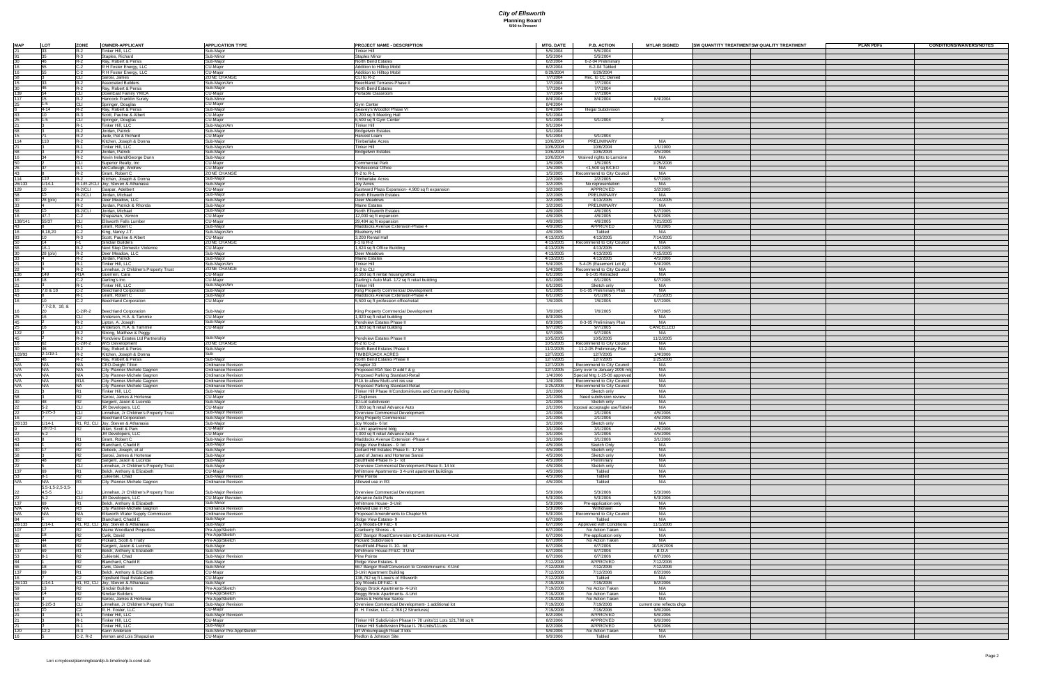# City of Ellsworth

**Planning Board**

**5/90 to Present**

| MAP | LOT | ZONE | OWNER-APPLICANT | APPLICATION TYPE | PROJECT NAME - DESCRIPTION | MTG. DATE | P.B. ACTION | MYLAR SIGNED | SW QUANTITY TREATMENT | SW QUALITY TREATMENT | PLAN PDFs | CONDITIONS/WAIVERS/NOTES |
|---|---|---|---|---|---|---|---|---|---|---|---|---|
| 21 | 33 | R-2 | Tinker Hill, LLC | Sub-Major | Tinker Hill | 5/5/2004 | 5/5/2004 | | | | | |
| 91 | 35 | R-3 | Staples, Richard | Sub-Minor | Staples Minor | 5/5/2004 | 5/5/2004 | | | | | |
| 30 | 46 | R-2 | Ray, Robert & Persis | Sub-Major | North Bend Estates | 6/2/2004 | 6-2-04 Preliminary | | | | | |
| 16 | 55 | C-2 | R H Foster Energy, LLC | CU-Major | Addition to Hilltop Mobil | 6/2/2004 | 6-2-04 Tabled | | | | | |
| 16 | 55 | C-2 | R H Foster Energy, LLC | CU-Major | Addition to Hilltop Mobil | 6/29/2004 | 6/29/2004 | | | | | |
| 58 | 3 | CLI | Sarosi, James | ZONE CHANGE | CLI to R-2 | 7/7/2004 | Rec. to CC Denied | | | | | |
| 15 | 33 | R-2 | Associated Builders | Sub-Major/Am | Beechland Terraces Phase II | 7/7/2004 | 7/7/2004 | | | | | |
| 30 | 46 | R-2 | Ray, Robert & Persis | Sub-Major | North Bend Estates | 7/7/2004 | 7/7/2004 | | | | | |
| 139 | 54 | CLI | DownEast Family YMCA | CU-Major | Portable Classroom | 7/7/2004 | 7/7/2004 | | | | | |
| 117 | 15 | R-2 | Hancock Franklin Surety | Sub-Minor | | 8/4/2004 | 8/4/2004 | 8/4/2004 | | | | |
| 25 | 1-5 | CLI | Springer, Douglas | CU-Major | Gym Center | 8/4/2004 | | | | | | |
| 6 | 4-14 | R-2 | Ray, Robert & Persis | Sub-Major | Seavey's Woodlot Phase VI | 8/4/2004 | Illegal Subdivision | | | | | |
| 83 | 10 | R-3 | Scott, Pauline & Albert | CU-Major | 3,200 sq ft Meeting Hall | 9/1/2004 | | | | | | |
| 25 | 1-5 | CLI | Springer, Douglas | CU-Major | 8,500 sq ft Gym Center | 9/1/2004 | 9/1/2004 | X | | | | |
| 21 | 3 | R-1 | Tinker Hill, LLC | Sub-Major/Am | Tinker Hill | 9/1/2004 | | | | | | |
| 68 | 3 | R-2 | Jordan, Patrick | Sub-Major | Bridgetwin Estates | 9/1/2004 | | | | | | |
| 15 | 71 | R-2 | Jude, Pat & Richard | CU-Major | Harvest Loan | 9/1/2004 | 9/1/2004 | | | | | |
| 114 | 110 | R-2 | Kitchen, Joseph & Donna | Sub-Major | Timberlake Acres | 10/6/2004 | PRELIMINARY | N/A | | | | |
| 21 | 3 | R-1 | Tinker Hill, LLC | Sub-Major/Am | Tinker Hill | 10/6/2004 | 10/6/2004 | 1/1/1900 | | | | |
| 68 | 3 | R-2 | Jordan, Patrick | Sub-Major | Bridgetwin Estates | 10/6/2004 | 10/6/2004 | 4/5/2006 | | | | |
| 16 | 34 | R-2 | Kevin Ireland/George Dunn | Sub-Major | | 10/6/2004 | Waived rights to Lamoine | N/A | | | | |
| 50 | 2 | CLI | Superior Realty, Inc | CU-Major | Commercial Park | 1/5/2005 | 1/5/2005 | 1/25/2006 | | | | |
| 26 | 37 | R-1 | McCullough, Andrew | CU-Major | Professional Office | 1/5/2005 | <1,500 sq ftCEO | N/A | | | | |
| 43 | 8 | R-2 | Grant, Robert C | ZONE CHANGE | R-2 to R-1 | 1/5/2005 | Recommend to City Council | N/A | | | | |
| 114 | 110 | R-2 | Kitchen, Joseph & Donna | Sub-Major | Timberlake Acres | 2/2/2005 | 2/2/2005 | 9/7/2005 | | | | |
| 26/133 | 1/14-1 | R-1/R-2/CLI | Joy, Steven & Athanasia | Sub-Major | Joy Acres | 3/2/2005 | No representation | N/A | | | | |
| 129 | 10 | R-2/CLI | Gaspar, Adelbert | CU-Major | Eastward Plaza Expansion- 4,900 sq ft expansion | 3/2/2005 | APPROVED | 3/2/2005 | | | | |
| 58 | 15 | R-2/CLI | Jordan, Michael | Sub-Major | North Ellsworth Estates | 3/2/2005 | PRELIMINARY | N/A | | | | |
| 30 | 28 (pro) | R-2 | Deer Meadow, LLC | Sub-Major | Deer Meadows | 3/2/2005 | 4/13/2005 | 7/14/2005 | | | | |
| 33 | 4 | R-2 | Jordan, Patrick & Rhonda | Sub-Major | Marne Estates | 3/2/2005 | PRELIMINARY | N/A | | | | |
| 58 | 15 | R-2/CLI | Jordan, Michael | Sub-Major | North Ellsworth Estates | 4/6/2005 | 4/6/2005 | 9/7/2005 | | | | |
| 16 | 47-7 | C-2 | Shapazian, Vernon | CU-Major | 12,000 sq ft expansion | 4/6/2005 | 4/6/2005 | 5/4/2005 | | | | |
| 138/141 | 55/37 | CLI | Ellsworth Falls Lumber | CU-Major | 29,484 sq ft expansion | 4/6/2005 | 4/6/2005 | 7/21/2005 | | | | |
| 43 | 8 | R-1 | Grant, Robert C | Sub-Major | Maddocks Avenue Extension-Phase 4 | 4/6/2005 | APPROVED | 7/6/2005 | | | | |
| 16 | 8,18,20 | C-2 | King, Nancy J.T. | Sub-Major/Am | Blueberry Hill | 4/6/2005 | Tabled | N/A | | | | |
| 83 | 10 | R-3 | Scott, Pauline & Albert | CU-Major | 3,200 Rental Hall | 4/13/2005 | 4/13/2005 | 7/14/2005 | | | | |
| 50 | 14 | I-1 | Sinclair Builders | ZONE CHANGE | I-1 to R-2 | 4/13/2005 | Recommend to City Council | N/A | | | | |
| 66 | 16-1 | R-2 | Next Step Domestic Violence | CU-Major | 1,624 sq ft Office Building | 4/13/2005 | 4/13/2005 | 6/1/2005 | | | | |
| 30 | 28 (pro) | R-2 | Deer Meadow, LLC | Sub-Major | Deer Meadows | 4/13/2005 | 4/13/2005 | 7/15/2005 | | | | |
| 33 | 4 | R-2 | Jordan, Patrick | Sub-Major | Marne Estates | 4/13/2005 | 4/13/2005 | 4/5/2006 | | | | |
| 21 | 3 | R-1 | Tinker Hill, LLC | Sub-Major/Am | Tinker Hill | 5/4/2005 | 5-4-05 (Easement Lot 8) | 5/4/2005 | | | | |
| 22 | 5 | R-2 | Linnehan, Jr Children's Property Trust | ZONE CHANGE | R-2 to CLI | 5/4/2005 | Recommend to City Council | N/A | | | | |
| 136 | 149 | R1A | Guerrero, Cara | CU-Major | 2,560 sq ft rental housing/office | 6/1/2005 | 6-1-05 Retracted | N/A | | | | |
| 16 | 18 | C-2 | Darling's Inc. | CU-Major | Darling's Auto Mall- 172 sq ft retail building | 6/1/2005 | 6/1/2005 | 9/7/2005 | | | | |
| 21 | 3 | R-1 | Tinker Hill, LLC | Sub-Major/Am | Tinker Hill | 6/1/2005 | Sketch only | N/A | | | | |
| 16 | 7,8 & 18 | C-2 | Beechland Corporation | Sub-Major | King Property Commercial Development | 6/1/2005 | 6-1-05 Preliminary Plan | N/A | | | | |
| 43 | 8 | R-1 | Grant, Robert C | Sub-Major | Maddocks Avenue Extension-Phase 4 | 6/1/2005 | 6/1/2005 | 7/21/2005 | | | | |
| 16 | 10 | C-2 | Beechland Corporation | CU-Major | 5,500 sq ft profession office/retail | 7/6/2005 | 7/6/2005 | 9/7/2005 | | | | |
| 16 | 7,7-2,8, 18, & 20 | C-2/R-2 | Beechland Corporation | Sub-Major | King Property Commercial Development | 7/6/2005 | 7/6/2005 | 9/7/2005 | | | | |
| 25 | 16 | CLI | Anderson, H.A. & Tammie | CU-Major | 1,920 sq ft retail building | 8/3/2005 | | N/A | | | | |
| 45 | 2 | R-2 | Lipton, A. Joseph | Sub-Major | Pondview Estates Phase II | 8/3/2005 | 8-3-05 Preliminary Plan | N/A | | | | |
| 25 | 16 | CLI | Anderson, H.A. & Tammie | CU-Major | 1,920 sq ft retail building | 9/7/2005 | 9/7/2005 | CANCELLED | | | | |
| 122 | 2 | R-2 | Strong, Matthew & Peggy | | | 9/7/2005 | 9/7/2005 | N/A | | | | |
| 45 | 2 | R-2 | Pondview Estates Ltd Partnership | Sub-Major | Pondview Estates Phase II | 10/5/2005 | 10/5/2005 | 11/2/2005 | | | | |
| 16 | 62 | C-2/R-2 | W/S Development | ZONE CHANGE | R-2 to C-2 | 10/5/2005 | Recommend to City Council | N/A | | | | |
| 30 | 46 | R-2 | Ray, Robert & Persis | Sub-Major | North Bend Estates Phase II | 11/2/2005 | 11-2-05 Preliminary Plan | N/A | | | | |
| 103/93 | 2-3/39-1 | R-2 | Kitchen, Joseph & Donna | Sub | TIMBERJACK ACRES | 12/7/2005 | 12/7/2005 | 1/4/2006 | | | | |
| 30 | 46 | R-2 | Ray, Robert & Persis | Sub-Major | North Bend Estates Phase II | 12/7/2005 | 12/7/2005 | 1/25/2006 | | | | |
| N/A | N/A | N/A | CEO-Dwight Tilton | Ordinance Revision | Chapter 33 | 12/7/2005 | Recommend to City Council | N/A | | | | |
| N/A | N/A | N/A | City Planner-Michele Gagnon | Ordinance Revision | Proposed-R41A Sec D add f & g | 12/7/2005 | carry over to January 2006 mtg | N/A | | | | |
| N/A | N/A | N/A | City Planner-Michele Gagnon | Ordinance Revision | Proposed Parking Standard-Retail | 1/4/2006 | Special Mtg 1-25-06 approved | N/A | | | | |
| N/A | N/A | R1A | City Planner-Michele Gagnon | Ordinance Revision | R1A to allow Multi-unit res use | 1/4/2006 | Recommend to City Council | N/A | | | | |
| N/A | N/A | NA | City Planner-Michele Gagnon | Ordinance Revision | Proposed Parking Standard-Retail | 1/25/2006 | Recommend to City Council | N/A | | | | |
| 21 | 3 | R1 | Tinker Hill, LLC | Sub-Major | Tinker Hill Phase II/Condominiums and Community Building | 2/1/2006 | Sketch only | N/A | | | | |
| 58 | 3 | R2 | Sarosi, James & Hortense | CU-Major | 2 Duplexes | 2/1/2006 | Need subdivision review | N/A | | | | |
| 30 | 48 | R2 | Sargent, Jason & Lucinda | Sub-Major | 10-Lot subdivision | 2/1/2006 | Sketch only | N/A | | | | |
| 22 | 5-2 | CLI | JR Developers, LLC | CU-Major | 7,000 sq ft retail Advance Auto | 2/1/2006 | roposal acceptagle use/Tabled | N/A | | | | |
| 22 | 5-2/5-3 | CLI | Linnehan, Jr Children's Property Trust | Sub-Major Revision | Overview Commercial Development | 2/1/2006 | 2/1/2006 | 4/5/2006 | | | | |
| 16 | 7 | C2 | Beechland Corporation | Sub-Major Revision | King Property Commercial | 2/1/2006 | 2/1/2006 | 4/5/2006 | | | | |
| 26/133 | 1/14-1 | R1, R2, CLI | Joy, Steven & Athanasia | Sub-Major | Joy Woods- 6 lot | 3/1/2006 | Sketch only | N/A | | | | |
| 9 | 18/73-1 | R2 | Allan, Scott & Pam | CU-Major | 6-Unit apartment bldg | 3/1/2006 | 3/1/2006 | 4/5/2006 | | | | |
| 22 | 5-2 | CLI | JR Developers, LLC | CU-Major | 7,500 sq ft retail Advance Auto | 3/1/2006 | 3/1/2006 | 4/5/2006 | | | | |
| 43 | 8 | R1 | Grant, Robert C | Sub-Major Revision | Maddocks Avenue Extension -Phase 4 | 3/1/2006 | 3/1/2006 | 3/1/2006 | | | | |
| 84 | 1 | R2 | Blanchard, Chadd E | Sub-Major | Ridge View Estates - 9 lot | 4/5/2006 | Sketch Only | N/A | | | | |
| 30 | 17 | R2 | Debeck, Joseph, et al | Sub-Major | Dollard Hill Estates Phase II- 17 lot | 4/5/2006 | Sketch only | N/A | | | | |
| 58 | 3 | R2 | Sarosi, James & Hortense | Sub-Major | Land of James and Hortense Sarosi | 4/5/2006 | Sketch only | N/A | | | | |
| 30 | 48 | R2 | Sargent, Jason & Lucinda | Sub-Major | Southfield-Phase II- 1- lot | 4/5/2006 | Preliminary | N/A | | | | |
| 22 | 5 | CLI | Linnehan, Jr Children's Property Trust | Sub-Major | Overview Commercial Development-Phase II- 14 lot | 4/5/2006 | Sketch only | N/A | | | | |
| 137 | 69 | R1 | Belch, Anthony & Elizabeth | CU-Major | Whitmore Apartments- 3 4-unit apartment buildings | 4/5/2006 | Tabled | N/A | | | | |
| 53 | 8-1 | R2 | Cukierski, Chad | Sub-Major Revision | Pine Pointe | 4/5/2006 | Tabled | N/A | | | | |
| N/A | N/A | R3 | City Planner-Michele Gagnon | Ordinance Revision | Allowed use in R3 | 4/5/2006 | Tabled | N/A | | | | |
| 22 | 5,5-1,5-2,5-3,5-4,5-5 | CLI | Linnehan, Jr Children's Property Trust | Sub-Major Revision | Overview Commercial Development | 5/3/2006 | 5/3/2006 | 5/3/2006 | | | | |
| 22 | 5-2 | CLI | JR Developers, LLC | CU-Major Revision | Advance Auto Parts | 5/3/2006 | 5/3/2006 | 5/3/2006 | | | | |
| 137 | 69 | R1 | Belch, Anthony & Elizabeth | Sub-Minor | Whitmore House- 3-Unit | 5/3/2006 | Pre-application only | N/A | | | | |
| N/A | N/A | R3 | City Planner-Michele Gagnon | Ordinance Revision | Allowed use in R3 | 5/3/2006 | Withdrawn | N/A | | | | |
| N/A | N/A | N/A | Ellsworth Water Supply Commission | Ordinance Revision | Proposed Amendments to Chapter 55 | 5/3/2006 | Recommend to City Council | N/A | | | | |
| 84 | 1 | R2 | Blanchard, Chadd E | Sub-Major | Ridge View Estates- 9 | 6/7/2006 | Tabled | N/A | | | | |
| 26/133 | 1/14-1 | R1, R2, CLI | Joy, Steven & Athanasia | Sub-Major | Joy Woods-DFFEC- 6 | 6/7/2006 | Approved with Conditions | 11/1/2006 | | | | |
| 107 | 17 | R2 | Maine Woodland Properties | Pre-App/Sketch | Cranberry Shores - 6 | 6/7/2006 | No Action Taken | N/A | | | | |
| 65 | 18 | R2 | Cwik, David | Pre-App/Sketch | 867 Bangor Road/Conversion to Condominiums 4-Unit | 6/7/2006 | Pre-application only | N/A | | | | |
| 51 | 44 | R2 | Pickard, Scott & Trudy | Pre-App/Sketch | Pickard Subdivision | 6/7/2006 | No Action Taken | N/A | | | | |
| 30 | 48 | R2 | Sargent, Jason & Lucinda | Sub-Major | Southfield-Phase II- 10- lot | 6/7/2006 | 6/7/2006 | 10/18/2006 | | | | |
| 137 | 69 | R1 | Belch, Anthony & Elizabeth | Sub-Minor | Whitmore House-FFEC- 3 Unit | 6/7/2006 | 6/7/2006 | B.O.A | | | | |
| 53 | 8-1 | R2 | Cukierski, Chad | Sub-Major Revision | Pine Pointe | 6/7/2006 | 6/7/2006 | 6/7/2006 | | | | |
| 84 | 1 | R2 | Blanchard, Chadd E | Sub-Major | Ridge View Estates- 9 | 7/12/2006 | APPROVED | 7/12/2006 | | | | |
| 65 | 18 | R2 | Cwik, David | Sub-Minor | 867 Bangor Road/Conversion to Condominiums- 4-Unit | 7/12/2006 | 7/12/2006 | 7/12/2006 | | | | |
| 137 | 69 | R1 | Belch, Anthony & Elizabeth | CU-Major | 3-Unit Apartment Building | 7/12/2006 | 7/12/2006 | 8/2/2006 | | | | |
| 16 | 7 | C2 | Topsfield Real Estate Corp. | CU-Major | 138,762 sq ft Lowe's of Ellsworth | 7/12/2006 | Tabled | N/A | | | | |
| 26/133 | 1/14-1 | R1, R2, CLI | Joy, Steven & Athanasia | Sub-Major | Joy Woods-DFFEC- 6 | 7/19/2006 | 7/19/2006 | 8/2/2006 | | | | |
| 59 | 13 | R2 | Sinclair Builders | Pre-App/Sketch | Boggy Brook Apartments- 4-Unit | 7/19/2006 | No Action Taken | N/A | | | | |
| 50 | 14 | R2 | Sinclair Builders | Pre-App/Sketch | Boggy Brook Apartments- 4-Unit | 7/19/2006 | No Action Taken | N/A | | | | |
| 58 | 3 | R2 | Sarosi, James & Hortense | Pre-App/Sketch | James & Hortense Sarosi | 7/19/2006 | No Action Taken | N/A | | | | |
| 22 | 5-2/5-3 | CLI | Linnehan, Jr Children's Property Trust | Sub-Major Revision | Overview Commercial Development- 1 additional lot | 7/19/2006 | 7/19/2006 | current one reflects chgs | | | | |
| 16 | 55 | C2 | R. H. Foster, LLC | CU-Major | R. H. Foster, LLC- 2,768 (2 Structures) | 7/19/2006 | 7/19/2006 | 9/6/2006 | | | | |
| 21 | 3 | R-1 | Tinker Hill, LLC | Sub-Major Revision | Tinker Hill | 8/2/2006 | APPROVED | 9/6/2006 | | | | |
| 21 | 3 | R-1 | Tinker Hill, LLC | CU-Major | Tinker Hill Subdivision Phase II- 78 units/11 Lots 121,788 sq ft | 8/2/2006 | APPROVED | 9/6/2006 | | | | |
| 21 | 3 | R-1 | Tinker Hill, LLC | Sub-Major | Tinker Hill Subdivision Phase II- 78-Units/11Lots | 8/2/2006 | APPROVED | 9/6/2006 | | | | |
| 120 | 12-2 | R-3 | Kenn Anderson | Sub-Minor Pre-App/Sketch | off Winkumpaugh Road 3 lots | 9/6/2006 | No Action Taken | N/A | | | | |
| 16 | 5 | C-2, R-2 | Vernon and Lois Shapazian | CU-Major | Redlon & Johnson Site | 9/6/2006 | Tabled | N/A | | | | |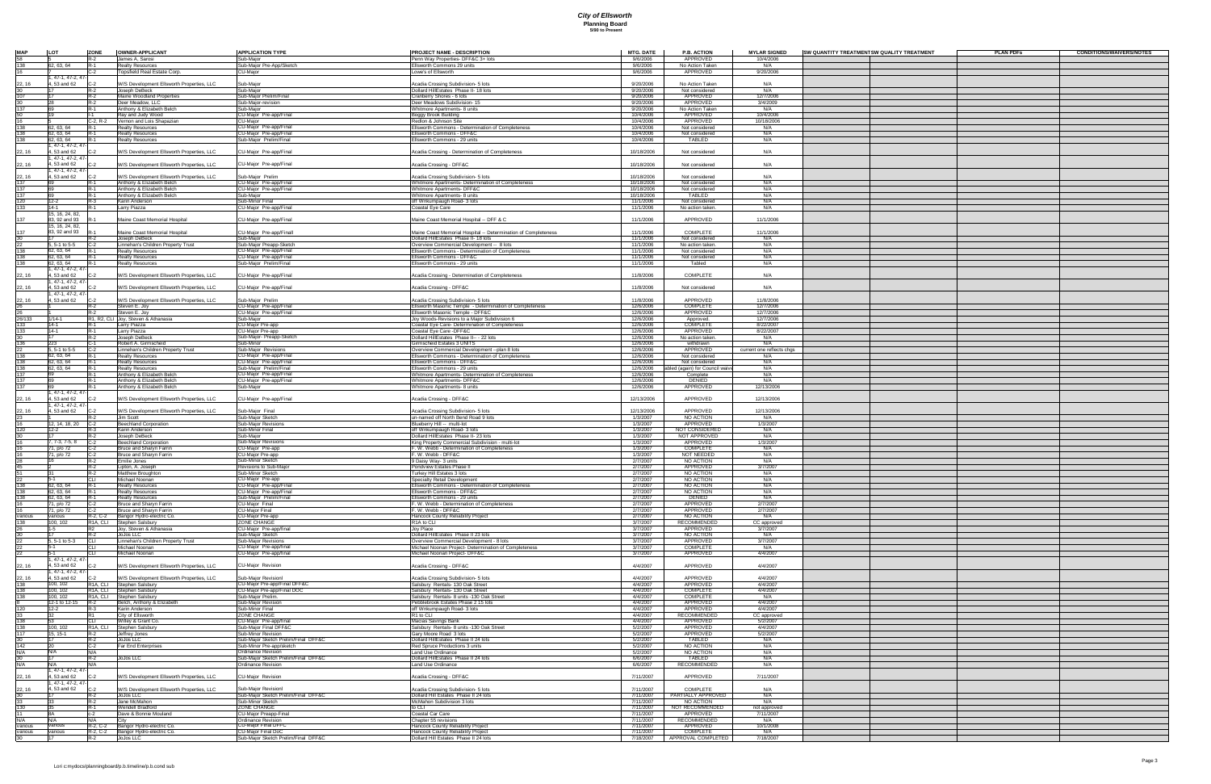# City of Ellsworth

## Planning Board

### 9/06 to Present

| MAP | LOT | ZONE | OWNER-APPLICANT | APPLICATION TYPE | PROJECT NAME - DESCRIPTION | MTG. DATE | P.B. ACTION | MYLAR SIGNED | SW QUANTITY TREATMENT | SW QUALITY TREATMENT | PLAN PDFs | CONDITIONS/WAIVERS/NOTES |
|---|---|---|---|---|---|---|---|---|---|---|---|---|
| 58 | 5 | R-2 | James A. Sarosi | Sub-Major | Penn Way Properties- DFF&C 3+ lots | 9/6/2006 | APPROVED | 10/4/2006 | | | | |
| 138 | 62, 63, 64 | R-1 | Realty Resources | Sub-Major Pre-App/Sketch | Ellsworth Commons 29 units | 9/6/2006 | No Action Taken | N/A | | | | |
| 16 | 7 | C-2 | Topsfield Real Estate Corp. | CU-Major | Lowe's of Ellsworth | 9/6/2006 | APPROVED | 9/20/2006 | | | | |
| 22, 16 | 1, 47-1, 47-2, 47-4, 53 and 62 | C-2 | W/S Development Ellsworth Properties, LLC | Sub-Major | Acadia Crossing Subdivision- 5 lots | 9/20/2006 | No Action Taken | N/A | | | | |
| 30 | 17 | R-2 | Joseph DeBeck | Sub-Major | Dollard HillEstates Phase II- 18 lots | 9/20/2006 | Not considered | N/A | | | | |
| 107 | 17 | R-2 | Maine Woodland Properties | Sub-Major Prelim/Final | Cranberry Shores - 6 lots | 9/20/2006 | APPROVED | 12/7/2006 | | | | |
| 30 | 26 | R-2 | Deer Meadow, LLC | Sub-Major-revision | Deer Meadows Subdivision- 15 | 9/20/2006 | APPROVED | 3/4/2009 | | | | |
| 137 | 69 | R-1 | Anthony & Elizabeth Belch | Sub-Major | Whitmore Apartments- 8 units | 9/20/2006 | No Action Taken | N/A | | | | |
| 50 | 19 | I-1 | Ray and Judy Wood | CU-Major Pre-app/Final | Boggy Brook Building | 10/4/2006 | APPROVED | 10/4/2006 | | | | |
| 16 | 5 | C-2, R-2 | Vernon and Lois Shapazian | CU-Major | Redfon & Johnson Site | 10/4/2006 | APPROVED | 10/18/2006 | | | | |
| 138 | 62, 63, 64 | R-1 | Realty Resources | CU-Major Pre-app/Final | Ellsworth Commons - Determination of Completeness | 10/4/2006 | Not considered | N/A | | | | |
| 138 | 62, 63, 64 | R-1 | Realty Resources | CU-Major Pre-app/Final | Ellsworth Commons - DFF&C | 10/4/2006 | Not considered | N/A | | | | |
| 138 | 62, 63, 64 | R-1 | Realty Resources | Sub-Major Prelim/Final | Ellsworth Commons - 29 units | 10/4/2006 | TABLED | N/A | | | | |
| 22, 16 | 1, 47-1, 47-2, 47-4, 53 and 62 | C-2 | W/S Development Ellsworth Properties, LLC | CU-Major Pre-app/Final | Acadia Crossing - Determination of Completeness | 10/18/2006 | Not considered | N/A | | | | |
| 22, 16 | 1, 47-1, 47-2, 47-4, 53 and 62 | C-2 | W/S Development Ellsworth Properties, LLC | CU-Major Pre-app/Final | Acadia Crossing - DFF&C | 10/18/2006 | Not considered | N/A | | | | |
| 22, 16 | 1, 47-1, 47-2, 47-4, 53 and 62 | C-2 | W/S Development Ellsworth Properties, LLC | Sub-Major Prelim | Acadia Crossing Subdivision- 5 lots | 10/18/2006 | Not considered | N/A | | | | |
| 137 | 69 | R-1 | Anthony & Elizabeth Belch | CU-Major Pre-app/Final | Whitmore Apartments- Determination of Completeness | 10/18/2006 | Not considered | N/A | | | | |
| 137 | 69 | R-1 | Anthony & Elizabeth Belch | CU-Major Pre-app/Final | Whitmore Apartments- DFF&C | 10/18/2006 | Not considered | N/A | | | | |
| 137 | 69 | R-1 | Anthony & Elizabeth Belch | Sub-Major | Whitmore Apartments- 8 units | 10/18/2006 | TABLED | N/A | | | | |
| 120 | 12-2 | R-3 | Karin Anderson | Sub-Minor Final | off Winkumpaugh Road- 3 lots | 11/1/2006 | Not considered | N/A | | | | |
| 133 | 14-1 | R-1 | Larry Piazza | CU-Major Pre-app/Final | Coastal Eye Care | 11/1/2006 | No action taken. | N/A | | | | |
| 137 | 15, 16, 24, 82, 83, 92 and 93 | R-1 | Maine Coast Memorial Hospital | CU-Major Pre-app/Final | Maine Coast Memorial Hospital -- DFF & C | 11/1/2006 | APPROVED | 11/1/2006 | | | | |
| 137 | 15, 16, 24, 82, 83, 92 and 93 | R-1 | Maine Coast Memorial Hospital | CU-Major Pre-app/Finall | Maine Coast Memorial Hospital -- Determination of Completeness | 11/1/2006 | COMPLETE | 11/1/2006 | | | | |
| 30 | 17 | R-2 | Joseph DeBeck | Sub-Major | Dollard HillEstates Phase II- 18 lots | 11/1/2006 | Not considered | N/A | | | | |
| 22 | 5, 5-1 to 5-5 | C-2 | Linnehan's Children Property Trust | Sub-Major Preapp-Sketch | Overview Commercial Development -- 8 lots | 11/1/2006 | No action taken. | N/A | | | | |
| 138 | 62, 63, 64 | R-1 | Realty Resources | CU-Major Pre-app/Final | Ellsworth Commons - Determination of Completeness | 11/1/2006 | Not considered | N/A | | | | |
| 138 | 62, 63, 64 | R-1 | Realty Resources | CU-Major Pre-app/Final | Ellsworth Commons - DFF&C | 11/1/2006 | Not considered | N/A | | | | |
| 138 | 62, 63, 64 | R-1 | Realty Resources | Sub-Major Prelim/Final | Ellsworth Commons - 29 units | 11/1/2006 | Tabled | N/A | | | | |
| 22, 16 | 1, 47-1, 47-2, 47-4, 53 and 62 | C-2 | W/S Development Ellsworth Properties, LLC | CU-Major Pre-app/Final | Acadia Crossing - Determination of Completeness | 11/8/2006 | COMPLETE | N/A | | | | |
| 22, 16 | 1, 47-1, 47-2, 47-4, 53 and 62 | C-2 | W/S Development Ellsworth Properties, LLC | CU-Major Pre-app/Final | Acadia Crossing - DFF&C | 11/8/2006 | Not considered | N/A | | | | |
| 22, 16 | 1, 47-1, 47-2, 47-4, 53 and 62 | C-2 | W/S Development Ellsworth Properties, LLC | Sub-Major Prelim | Acadia Crossing Subdivision- 5 lots | 11/8/2006 | APPROVED | 11/8/2006 | | | | |
| 26 | 1 | R-2 | Steven E. Joy | CU-Major Pre-app/Final | Ellsworth Masonic Temple - Determination of Completeness | 12/6/2006 | COMPLETE | 12/7/2006 | | | | |
| 26 | 1 | R-2 | Steven E. Joy | CU-Major Pre-app/Final | Ellsworth Masonic Temple - DFF&C | 12/6/2006 | APPROVED | 12/7/2006 | | | | |
| 26/133 | 1/14-1 | R1, R2, CLI | Joy, Steven & Athanasia | Sub-Major | Joy Woods-Revisions to a Major Subdivision 6 | 12/6/2006 | Approved | 12/7/2006 | | | | |
| 133 | 14-1 | R-1 | Larry Piazza | CU-Major Pre-app | Coastal Eye Care- Determination of Completeness | 12/6/2006 | COMPLETE | 8/22/2007 | | | | |
| 133 | 14-1 | R-1 | Larry Piazza | CU-Major Pre-app | Coastal Eye Care-DFF&C | 12/6/2006 | APPROVED | 8/22/2007 | | | | |
| 30 | 17 | R-2 | Joseph DeBeck | Sub-Major Preapp-Sketch | Dollard HillEstates Phase II-- 22 lots | 12/6/2006 | No action taken. | N/A | | | | |
| 136 | 223 | C-1 | Robert A. Grimsched | Sub-Minor | Grimsched Estates 3 UNITS | 12/6/2006 | withdrawn | N/A | | | | |
| 22 | 5, 5-1 to 5-5 | C-2 | Linnehan's Children Property Trust | Sub-Major Revisions | Overview Commercial Development --plan 8 lots | 12/6/2006 | APPROVED | current one reflects chgs | | | | |
| 138 | 62, 63, 64 | R-1 | Realty Resources | CU-Major Pre-app/Final | Ellsworth Commons - Determination of Completeness | 12/6/2006 | Not considered | N/A | | | | |
| 138 | 62, 63, 64 | R-1 | Realty Resources | CU-Major Pre-app/Final | Ellsworth Commons - DFF&C | 12/6/2006 | Not considered | N/A | | | | |
| 138 | 62, 63, 64 | R-1 | Realty Resources | Sub-Major Prelim/Final | Ellsworth Commons - 29 units | 12/6/2006 | abled (again) for Council waive | N/A | | | | |
| 137 | 69 | R-1 | Anthony & Elizabeth Belch | CU-Major Pre-app/Final | Whitmore Apartments- Determination of Completeness | 12/6/2006 | Complete | N/A | | | | |
| 137 | 69 | R-1 | Anthony & Elizabeth Belch | CU-Major Pre-app/Final | Whitmore Apartments- DFF&C | 12/6/2006 | DENIED | N/A | | | | |
| 137 | 69 | R-1 | Anthony & Elizabeth Belch | Sub-Major | Whitmore Apartments- 8 units | 12/6/2006 | APPROVED | 12/13/2006 | | | | |
| 22, 16 | 1, 47-1, 47-2, 47-4, 53 and 62 | C-2 | W/S Development Ellsworth Properties, LLC | CU-Major Pre-app/Final | Acadia Crossing - DFF&C | 12/13/2006 | APPROVED | 12/13/2006 | | | | |
| 22, 16 | 1, 47-1, 47-2, 47-4, 53 and 62 | C-2 | W/S Development Ellsworth Properties, LLC | Sub-Major Final | Acadia Crossing Subdivision- 5 lots | 12/13/2006 | APPROVED | 12/13/2006 | | | | |
| 23 | 1 | R-2 | Jim Scott | Sub-Major Sketch | un-named off North Bend Road 9 lots | 1/3/2007 | NO ACTION | N/A | | | | |
| 16 | 12, 14, 18, 20 | C-2 | Beechland Corporation | Sub-Major Revisions | Blueberry Hill -- multi-lot | 1/3/2007 | APPROVED | 1/3/2007 | | | | |
| 120 | 12-2 | R-3 | Karin Anderson | Sub-Minor Final | off Winkumpaugh Road- 3 lots | 1/3/2007 | NOT CONSIDERED | N/A | | | | |
| 30 | 17 | R-2 | Joseph DeBeck | Sub-Major | Dollard HillEstates Phase II- 23 lots | 1/3/2007 | NOT APPROVED | N/A | | | | |
| 16 | 7, 7-3, 7-5, 8 | C-2 | Beechland Corporation | Sub-Major Revisions | King Property Commercial Subdivision - multi-lot | 1/3/2007 | APPROVED | 1/3/2007 | | | | |
| 16 | 71, p/o 72 | C-2 | Bruce and Sharyn Farrin | CU-Major Pre-app | F. W. Webb - Determination of Completeness | 1/3/2007 | COMPLETE | N/A | | | | |
| 16 | 71, p/o 72 | C-2 | Bruce and Sharyn Farrin | CU-Major Pre-app | F. W. Webb - DFF&C | 1/3/2007 | NOT NEEDED | N/A | | | | |
| 28 | 18 | R-2 | Emilie Jones | Sub-Minor Sketch | 9 Daisy Way- 3 units | 2/7/2007 | NO ACTION | N/A | | | | |
| 45 | 2 | R-2 | Lipton, A. Joseph | Revisions to Sub-Major | Pondview Estates Phase II | 2/7/2007 | APPROVED | 3/7/2007 | | | | |
| 51 | 31 | R-2 | Matthew Broughton | Sub-Minor Sketch | Turkey Hill Estates 3 lots | 2/7/2007 | NO ACTION | N/A | | | | |
| 22 | 5-1 | CLI | Michael Noonan | CU-Major Pre-app | Specialty Retail Development | 2/7/2007 | NO ACTION | N/A | | | | |
| 138 | 62, 63, 64 | R-1 | Realty Resources | CU-Major Pre-app/Final | Ellsworth Commons - Determination of Completeness | 2/7/2007 | NO ACTION | N/A | | | | |
| 138 | 62, 63, 64 | R-1 | Realty Resources | CU-Major Pre-app/Final | Ellsworth Commons - DFF&C | 2/7/2007 | NO ACTION | N/A | | | | |
| 138 | 62, 63, 64 | R-1 | Realty Resources | Sub-Major Prelim/Final | Ellsworth Commons - 29 units | 2/7/2007 | DENIED | N/A | | | | |
| 16 | 71, p/o 72 | C-2 | Bruce and Sharyn Farrin | CU-Major Final | F. W. Webb - Determination of Completeness | 2/7/2007 | APPROVED | 2/7/2007 | | | | |
| 16 | 71, p/o 72 | C-2 | Bruce and Sharyn Farrin | CU-Major Final | F. W. Webb - DFF&C | 2/7/2007 | APPROVED | 2/7/2007 | | | | |
| various | various | R-2, C-2 | Bangor Hydro-electric Co. | CU-Major Pre-app | Hancock County Reliability Project | 2/7/2007 | NO ACTION | N/A | | | | |
| 138 | 100, 102 | R1A, CLI | Stephen Salsbury | ZONE CHANGE | R1A to CLI | 3/7/2007 | RECOMMENDED | CC approved | | | | |
| 26 | 1-5 | R2 | Joy, Steven & Athanasia | CU-Major Pre-app/final | Joy Place | 3/7/2007 | APPROVED | 3/7/2007 | | | | |
| 30 | 17 | R-2 | JoJos LLC | Sub-Major Sketch | Dollard HillEstates Phase II 23 lots | 3/7/2007 | NO ACTION | N/A | | | | |
| 22 | 5, 5-1 to 5-3 | CLI | Linnehan's Children Property Trust | Sub-Major Revisions | Overview Commercial Development - 8 lots | 3/7/2007 | APPROVED | 3/7/2007 | | | | |
| 22 | 5-1 | CLI | Michael Noonan | CU-Major Pre-app/final | Michael Noonan Project- Determination of Completeness | 3/7/2007 | COMPLETE | N/A | | | | |
| 22 | 5-1 | CLI | Michael Noonan | CU-Major Pre-app/final | Michael Noonan Project- DFF&C | 3/7/2007 | APPROVED | 4/4/2007 | | | | |
| 22, 16 | 1, 47-1, 47-2, 47-4, 53 and 62 | C-2 | W/S Development Ellsworth Properties, LLC | CU-Major Revision | Acadia Crossing - DFF&C | 4/4/2007 | APPROVED | 4/4/2007 | | | | |
| 22, 16 | 1, 47-1, 47-2, 47-4, 53 and 62 | C-2 | W/S Development Ellsworth Properties, LLC | Sub-Major Revision! | Acadia Crossing Subdivision- 5 lots | 4/4/2007 | APPROVED | 4/4/2007 | | | | |
| 138 | 100, 102 | R1A, CLI | Stephen Salsbury | CU-Major Pre-app/Final DFF&C | Salsbury Rentals- 130 Oak Street | 4/4/2007 | APPROVED | 4/4/2007 | | | | |
| 138 | 100, 102 | R1A, CLI | Stephen Salsbury | CU-Major Pre-app/Final DOC | Salsbury Rentals- 130 Oak Street | 4/4/2007 | COMPLETE | 4/4/2007 | | | | |
| 138 | 100, 102 | R1A, CLI | Stephen Salsbury | Sub-Major Prelim. | Salsbury Rentals- 8 units -130 Oak Street | 4/4/2007 | COMPLETE | N/A | | | | |
| 8 | 12-1 to 12-15 | R-2 | Belch, Anthony & Elizabeth | Sub-Major Revision | Pebblebrook Estates Phase 2 15 lots | 4/4/2007 | APPROVED | 4/4/2007 | | | | |
| 120 | 12-2 | R-3 | Karin Anderson | Sub-Minor Final | off Winkumpaugh Road- 3 lots | 4/4/2007 | APPROVED | 4/4/2007 | | | | |
| 31 | 32 | R1 | City of Ellsworth | ZONE CHANGE | R1 to CLI | 4/4/2007 | RECOMMENDED | CC approved | | | | |
| 138 | 53 | CLI | Willey & Grant Co. | CU-Major Pre-app/final | Macias Savings Bank | 4/4/2007 | APPROVED | 5/2/2007 | | | | |
| 138 | 100, 102 | R1A, CLI | Stephen Salsbury | Sub-Major Final DFF&C | Salsbury Rentals- 8 units -130 Oak Street | 5/2/2007 | APPROVED | 4/4/2007 | | | | |
| 117 | 15, 15-1 | R-2 | Jeffrey Jones | Sub-Minor Revision | Gary Moore Road 3 lots | 5/2/2007 | APPROVED | 5/2/2007 | | | | |
| 30 | 17 | R-2 | JoJos LLC | Sub-Major Sketch Prelim/Final DFF&C | Dollard HillEstates Phase II 24 lots | 5/2/2007 | TABLED | N/A | | | | |
| 142 | 20 | C-2 | Far End Enterprises | Sub-Minor Pre-app/sketch | Red Spruce Productions 3 units | 5/2/2007 | NO ACTION | N/A | | | | |
| N/A | N/A | N/A | | Ordinance Revision | Land Use Ordinance | 5/2/2007 | NO ACTION | N/A | | | | |
| 30 | 17 | R-2 | JoJos LLC | Sub-Major Sketch Prelim/Final DFF&C | Dollard HillEstates Phase II 24 lots | 6/6/2007 | TABLED | N/A | | | | |
| N/A | N/A | N/A | | Ordinance Revision | Land Use Ordinance | 6/6/2007 | RECOMMENDED | N/A | | | | |
| 22, 16 | 1, 47-1, 47-2, 47-4, 53 and 62 | C-2 | W/S Development Ellsworth Properties, LLC | CU-Major Revision | Acadia Crossing - DFF&C | 7/11/2007 | APPROVED | 7/11/2007 | | | | |
| 22, 16 | 1, 47-1, 47-2, 47-4, 53 and 62 | C-2 | W/S Development Ellsworth Properties, LLC | Sub-Major Revision! | Acadia Crossing Subdivision- 5 lots | 7/11/2007 | COMPLETE | N/A | | | | |
| 30 | 17 | R-2 | JoJos LLC | Sub-Major Sketch Prelim/Final DFF&C | Dollard HillEstates Phase II 24 lots | 7/11/2007 | PARTIALLY APPROVED | N/A | | | | |
| 33 | 33 | R-2 | Jane McMahon | Sub-Minor Sketch | McMahon Subdivision 3 lots | 7/11/2007 | NO ACTION | N/A | | | | |
| 130 | 35 | R-1 | Wendell Bradford | ZONE CHANGE | to CLI | 7/11/2007 | NOT RECOMMENDED | not approved | | | | |
| 11 | 8A | c-2 | Dave & Bonnie Mouland | CU-Major Preapp-Final | Coastal Car Care | 7/11/2007 | APPROVED | 7/11/2007 | | | | |
| N/A | N/A | N/A | City | Ordinance Revision | Chapter 55 revisions | 7/11/2007 | RECOMMENDED | N/A | | | | |
| various | various | R-2, C-2 | Bangor Hydro-electric Co. | CU-Major Final DFFC | Hancock County Reliability Project | 7/11/2007 | APPROVED | 10/1/2008 | | | | |
| various | various | R-2, C-2 | Bangor Hydro-electric Co. | CU-Major Final DOC | Hancock County Reliability Project | 7/11/2007 | COMPLETE | N/A | | | | |
| 30 | 17 | R-2 | JoJos LLC | Sub-Major Sketch Prelim/Final DFF&C | Dollard HillEstates Phase II 24 lots | 7/18/2007 | APPROVAL COMPLETED | 7/18/2007 | | | | |

Lori c:mydocs/planningboard/p.b.timeline/p.b.cond sub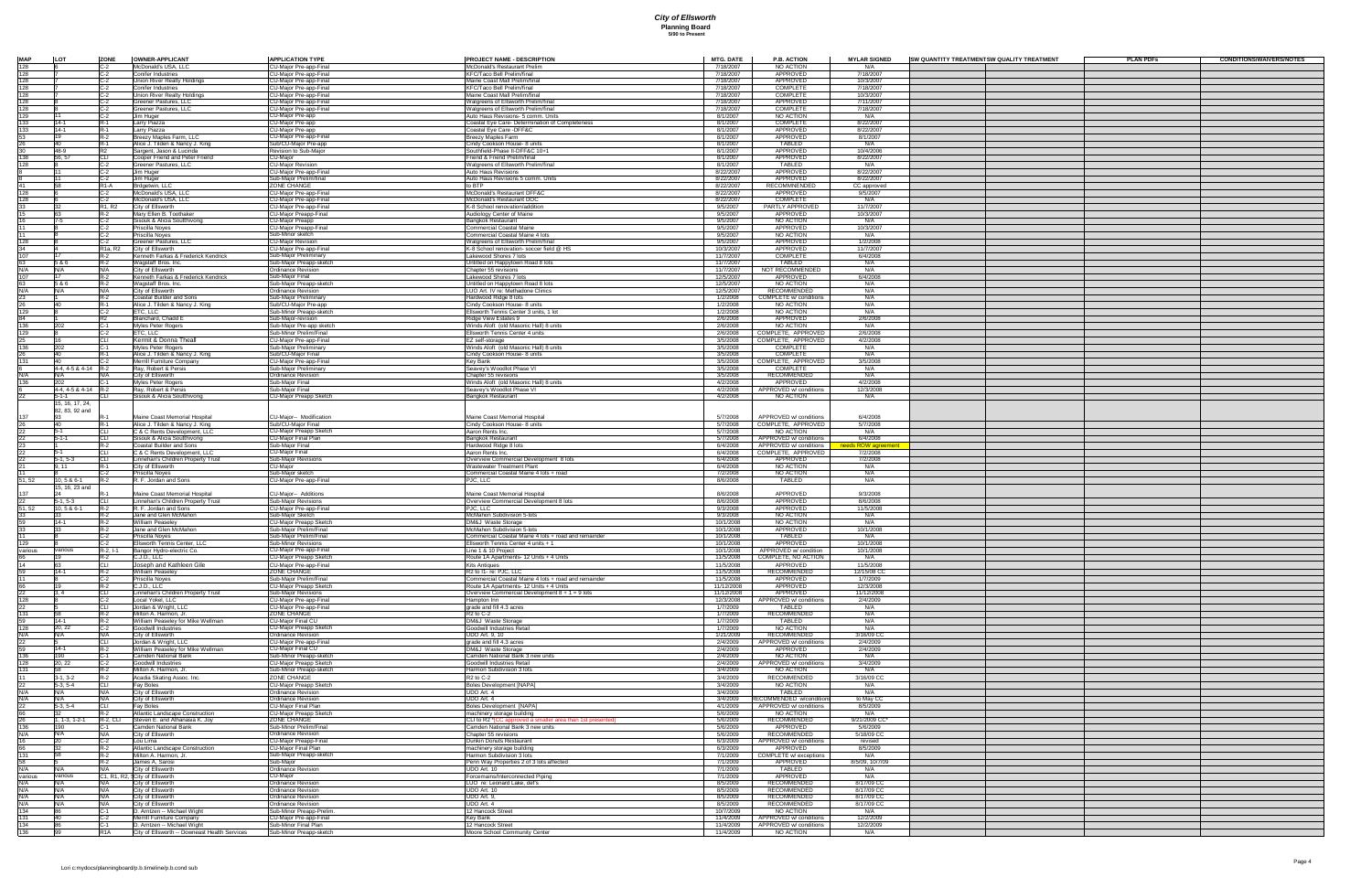# City of Ellsworth
## Planning Board
### 5/90 to Present

| MAP | LOT | ZONE | OWNER-APPLICANT | APPLICATION TYPE | PROJECT NAME - DESCRIPTION | MTG. DATE | P.B. ACTION | MYLAR SIGNED | SW QUANTITY TREATMENT | SW QUALITY TREATMENT | PLAN PDFs | CONDITIONS/WAIVERS/NOTES |
|---|---|---|---|---|---|---|---|---|---|---|---|---|
| 128 | 6 | C-2 | McDonald's USA, LLC | CU-Major Pre-app-Final | McDonald's Restaurant Prelim | 7/18/2007 | NO ACTION | N/A | | | | |
| 128 | 7 | C-2 | Conifer Industries | CU-Major Pre-app-Final | KFC/Taco Bell Prelim/final | 7/18/2007 | APPROVED | 7/18/2007 | | | | |
| 128 | 7 | C-2 | Union River Realty Holdings | CU-Major Pre-app-Final | Maine Coast Mall Prelim/final | 7/18/2007 | APPROVED | 10/3/2007 | | | | |
| 128 | 7 | C-2 | Conifer Industries | CU-Major Pre-app-Final | KFC/Taco Bell Prelim/final | 7/18/2007 | COMPLETE | 7/18/2007 | | | | |
| 128 | 7 | C-2 | Union River Realty Holdings | CU-Major Pre-app-Final | Maine Coast Mall Prelim/final | 7/18/2007 | COMPLETE | 10/3/2007 | | | | |
| 128 | 8 | C-2 | Greener Pastures, LLC | CU-Major Pre-app-Final | Walgreens of Ellsworth Prelim/final | 7/18/2007 | APPROVED | 7/11/2007 | | | | |
| 128 | 8 | C-2 | Greener Pastures, LLC | CU-Major Pre-app-Final | Walgreens of Ellsworth Prelim/final | 7/18/2007 | COMPLETE | 7/18/2007 | | | | |
| 129 | 11 | C-2 | Jim Huger | CU-Major Pre-app | Auto Haus Revisions- 5 comm. Units | 8/1/2007 | NO ACTION | N/A | | | | |
| 133 | 14-1 | R-1 | Larry Piazza | CU-Major Pre-app | Coastal Eye Care- Determination of Completeness | 8/1/2007 | COMPLETE | 8/22/2007 | | | | |
| 133 | 14-1 | R-1 | Larry Piazza | CU-Major Pre-app | Coastal Eye Care -DFF&C | 8/1/2007 | APPROVED | 8/22/2007 | | | | |
| 53 | 19 | R-2 | Breezy Maples Farm, LLC | CU-Major Pre-app-Final | Breezy Maples Farm | 8/1/2007 | APPROVED | 8/1/2007 | | | | |
| 26 | 40 | R-1 | Alice J. Tilden & Nancy J. King | Sub/CU-Major Pre-app | Cindy Cookson House- 8 units | 8/1/2007 | TABLED | N/A | | | | |
| 30 | 48-9 | R2 | Sargent, Jason & Lucinda | Revision to Sub-Major | Southfield-Phase II-DFF&C 10+1 | 8/1/2007 | APPROVED | 10/4/2006 | | | | |
| 136 | 56, 57 | CLI | Cooper Friend and Peter Friend | CU-Major | Friend & Friend Prelim/final | 8/1/2007 | APPROVED | 8/22/2007 | | | | |
| 128 | 8 | C-2 | Greener Pastures, LLC | CU-Major Revision | Walgreens of Ellsworth Prelim/final | 8/1/2007 | TABLED | N/A | | | | |
| 8 | 11 | C-2 | Jim Huger | CU-Major Pre-app-Final | Auto Haus Revisions | 8/22/2007 | APPROVED | 8/22/2007 | | | | |
| 8 | 11 | C-2 | Jim Huger | Sub-Major Prelim/final | Auto Haus Revisions 5 comm. Units | 8/22/2007 | APPROVED | 8/22/2007 | | | | |
| 41 | 58 | R1-A | Bridgetwin, LLC | ZONE CHANGE | to BTP | 8/22/2007 | RECOMMNENDED | CC approved | | | | |
| 128 | 6 | C-2 | McDonald's USA, LLC | CU-Major Pre-app-Final | McDonald's Restaurant DFF&C | 8/22/2007 | APPROVED | 9/5/2007 | | | | |
| 128 | 6 | C-2 | McDonald's USA, LLC | CU-Major Pre-app-Final | McDonald's Restaurant DOC | 8/22/2007 | COMPLETE | N/A | | | | |
| 33 | 32 | R1, R2 | City of Ellsworth | CU-Major Pre-app-Final | K-8 School renovation/addition | 9/5/2007 | PARTLY APPROVED | 11/7/2007 | | | | |
| 15 | 63 | R-2 | Mary Ellen B. Toothaker | CU-Major Preapp-Final | Audiology Center of Maine | 9/5/2007 | APPROVED | 10/3/2007 | | | | |
| 16 | 7-5 | C-2 | Sisouk & Ancia Soulthivong | CU-Major Preapp | Bangkok Restaurant | 9/5/2007 | NO ACTION | N/A | | | | |
| 11 | 8 | C-2 | Priscilla Noyes | CU-Major Preapp-Final | Commercial Coastal Maine | 9/5/2007 | APPROVED | 10/3/2007 | | | | |
| 11 | 8 | C-2 | Priscilla Noyes | Sub-Minor sketch | Commercial Coastal Maine 4 lots | 9/5/2007 | NO ACTION | N/A | | | | |
| 128 | 8 | C-2 | Greener Pastures, LLC | CU-Major Revision | Walgreens of Ellsworth Prelim/final | 9/5/2007 | APPROVED | 1/2/2008 | | | | |
| 34 | 4 | R1a, R2 | City of Ellsworth | CU-Major Pre-app-Final | K-8 School renovation- soccer field @ HS | 10/3/2007 | APPROVED | 11/7/2007 | | | | |
| 107 | 17 | R-2 | Kenneth Farkas & Frederick Kendrick | Sub-Major Preliminary | Lakewood Shores 7 lots | 11/7/2007 | COMPLETE | 6/4/2008 | | | | |
| 63 | 5 & 6 | R-2 | Wagstaff Bros. Inc. | Sub-Major Preapp-sketch | Untitled on Happytown Road 8 lots | 11/7/2007 | TABLED | N/A | | | | |
| N/A | N/A | N/A | City of Ellsworth | Ordinance Revision | Chapter 55 revisions | 11/7/2007 | NOT RECOMMENDED | N/A | | | | |
| 107 | 17 | R-2 | Kenneth Farkas & Frederick Kendrick | Sub-Major Final | Lakewood Shores 7 lots | 12/5/2007 | APPROVED | 6/4/2008 | | | | |
| 63 | 5 & 6 | R-2 | Wagstaff Bros. Inc. | Sub-Major Preapp-sketch | Untitled on Happytown Road 8 lots | 12/5/2007 | NO ACTION | N/A | | | | |
| N/A | N/A | N/A | City of Ellsworth | Ordinance Revision | LUO Art. IV re: Methadone Clinics | 12/5/2007 | RECOMMENDED | N/A | | | | |
| 23 | 1 | R-2 | Coastal Builder and Sons | Sub-Major Preliminary | Hardwood Ridge 8 lots | 1/2/2008 | COMPLETE w/ conditions | N/A | | | | |
| 26 | 40 | R-1 | Alice J. Tilden & Nancy J. King | Sub/CU-Major Pre-app | Cindy Cookson House- 8 units | 1/2/2008 | NO ACTION | N/A | | | | |
| 129 | 8 | C-2 | ETC, LLC | Sub-Minor Preapp-sketch | Ellsworth Tennis Center 3 units, 1 lot | 1/2/2008 | NO ACTION | N/A | | | | |
| 84 | 1 | R2 | Blanchard, Chadd E | Sub-Major-revision | Ridge View Estates II | 2/6/2008 | APPROVED | 2/6/2008 | | | | |
| 136 | 202 | C-1 | Myles Peter Rogers | Sub-Major Pre-app sketch | Winds Aloft (old Masonic Hall) 8 units | 2/6/2008 | NO ACTION | N/A | | | | |
| 129 | 8 | C-2 | ETC, LLC | Sub-Minor Prelim/final | Ellsworth Tennis Center 4 units | 2/6/2008 | COMPLETE, APPROVED | 2/6/2008 | | | | |
| 25 | 18 | CLI | Kermit & Donna Theall | CU-Major Pre-app-Final | EZ self-storage | 3/5/2008 | COMPLETE, APPROVED | 4/2/2008 | | | | |
| 136 | 202 | C-1 | Myles Peter Rogers | Sub-Major Preliminary | Winds Aloft (old Masonic Hall) 8 units | 3/5/2008 | COMPLETE | N/A | | | | |
| 26 | 40 | R-1 | Alice J. Tilden & Nancy J. King | Sub/CU-Major Final | Cindy Cookson House- 8 units | 3/5/2008 | COMPLETE | N/A | | | | |
| 131 | 40 | C-2 | Merrill Furniture Company | CU-Major Pre-app-Final | Key Bank | 3/5/2008 | COMPLETE, APPROVED | 3/5/2008 | | | | |
| 6 | 4-4, 4-5 & 4-14 | R-2 | Ray, Robert & Persis | Sub-Major Preliminary | Seavey's Woodlot Phase VI | 3/5/2008 | COMPLETE | N/A | | | | |
| N/A | N/A | N/A | City of Ellsworth | Ordinance Revision | Chapter 55 revisions | 3/5/2008 | RECOMMENDED | N/A | | | | |
| 136 | 202 | C-1 | Myles Peter Rogers | Sub-Major Final | Winds Aloft (old Masonic Hall) 8 units | 4/2/2008 | APPROVED | 4/2/2008 | | | | |
| 6 | 4-4, 4-5 & 4-14 | R-2 | Ray, Robert & Persis | Sub-Major Final | Seavey's Woodlot Phase VI | 4/2/2008 | APPROVED w/ conditions | 12/3/2008 | | | | |
| 22 | 5-1-1 | CLI | Sisouk & Ancia Soulthivong | CU-Major Preapp Sketch | Bangkok Restaurant | 4/2/2008 | NO ACTION | N/A | | | | |
| 137 | 15, 16, 17, 24, 82, 83, 92 and 93 | R-1 | Maine Coast Memorial Hospital | CU-Major-- Modification | Maine Coast Memorial Hospital | 5/7/2008 | APPROVED w/ conditions | 6/4/2008 | | | | |
| 26 | 40 | R-1 | Alice J. Tilden & Nancy J. King | Sub/CU-Major Final | Cindy Cookson House- 8 units | 5/7/2008 | COMPLETE, APPROVED | 5/7/2008 | | | | |
| 22 | 5-1 | CLI | C & C Rents Development, LLC | CU-Major Preapp Sketch | Aaron Rents Inc. | 5/7/2008 | NO ACTION | N/A | | | | |
| 22 | 5-1-1 | CLI | Sisouk & Ancia Soulthivong | CU-Major Final Plan | Bangkok Restaurant | 5/7/2008 | APPROVED w/ conditions | 6/4/2008 | | | | |
| 23 | 1 | R-2 | Coastal Builder and Sons | Sub-Major Final | Hardwood Ridge 8 lots | 6/4/2008 | APPROVED w/ conditions | needs ROW agreement | | | | |
| 22 | 5-1 | CLI | C & C Rents Development, LLC | CU-Major Final | Aaron Rents Inc. | 6/4/2008 | COMPLETE, APPROVED | 7/2/2008 | | | | |
| 22 | 5-1, 5-3 | CLI | Linnehan's Children Property Trust | Sub-Major Revisions | Overview Commercial Development 8 lots | 6/4/2008 | APPROVED | 7/2/2008 | | | | |
| 21 | 9, 11 | R-1 | City of Ellsworth | CU-Major | Wastewater Treatment Plant | 6/4/2008 | NO ACTION | N/A | | | | |
| 11 | 8 | C-2 | Priscilla Noyes | Sub-Major sketch | Commercial Coastal Maine 4 lots + road | 7/2/2008 | NO ACTION | N/A | | | | |
| 51, 52 | 10, 5 & 6-1 | R-2 | R. F. Jordan and Sons | CU-Major Pre-app-Final | PJC, LLC | 8/6/2008 | TABLED | N/A | | | | |
| 137 | 15, 16, 23 and 24 | R-1 | Maine Coast Memorial Hospital | CU-Major-- Additions | Maine Coast Memorial Hospital | 8/6/2008 | APPROVED | 9/3/2008 | | | | |
| 22 | 5-1, 5-3 | CLI | Linnehan's Children Property Trust | Sub-Major Revisions | Overview Commercial Development 8 lots | 8/6/2008 | APPROVED | 8/6/2008 | | | | |
| 51, 52 | 10, 5 & 6-1 | R-2 | R. F. Jordan and Sons | CU-Major Pre-app-Final | PJC, LLC | 9/3/2008 | APPROVED | 11/5/2008 | | | | |
| 33 | 33 | R-2 | Jane and Glen McMahon | Sub-Major Sketch | McMahon Subdivision 5-lots | 9/3/2008 | NO ACTION | N/A | | | | |
| 59 | 14-1 | R-2 | William Peaseley | CU-Major Preapp Sketch | DM&J Waste Storage | 10/1/2008 | NO ACTION | N/A | | | | |
| 33 | 33 | R-2 | Jane and Glen McMahon | Sub-Major Prelim/Final | McMahon Subdivision 5-lots | 10/1/2008 | APPROVED | 10/1/2008 | | | | |
| 11 | 8 | C-2 | Priscilla Noyes | Sub-Major Prelim/Final | Commercial Coastal Maine 4 lots + road and remainder | 10/1/2008 | TABLED | N/A | | | | |
| 129 | 8 | C-2 | Ellsworth Tennis Center, LLC | Sub-Minor Revisions | Ellsworth Tennis Center 4 units + 1 | 10/1/2008 | APPROVED | 10/1/2008 | | | | |
| various | various | R-2, I-1 | Bangor Hydro-electric Co. | CU-Major Pre-app-Final | Line 1 & 10 Project | 10/1/2008 | APPROVED w/ condition | 10/1/2008 | | | | |
| 66 | 19 | R-2 | C.J.D., LLC | CU-Major Preapp Sketch | Route 1A Apartments- 12 Units + 4 Units | 11/5/2008 | COMPLETE, NO ACTION | N/A | | | | |
| 14 | 63 | CLI | Joseph and Kathleen Gile | CU-Major Pre-app-Final | Rice Antiques | 11/5/2008 | APPROVED | 11/5/2008 | | | | |
| 59 | 14-1 | R-2 | William Peaseley | ZONE CHANGE | R2 to I1- re: PJC, LLC | 11/5/2008 | RECOMMENDED | 12/15/08 CC | | | | |
| 11 | 8 | C-2 | Priscilla Noyes | Sub-Major Prelim/Final | Commercial Coastal Maine 4 lots + road and remainder | 11/5/2008 | APPROVED | 1/7/2009 | | | | |
| 66 | 19 | R-2 | C.J.D., LLC | CU-Major Preapp Sketch | Route 1A Apartments- 12 Units + 4 Units | 11/12/2008 | APPROVED | 12/3/2008 | | | | |
| 22 | 3, 4 | CLI | Linnehan's Children Property Trust | Sub-Major Revisions | Overview Commercial Development 8 + 1 = 9 lots | 11/12/2008 | APPROVED | 11/12/2008 | | | | |
| 128 | 8 | C-2 | Locat Yokel, LLC | CU-Major Pre-app-Final | Hampton Inn | 12/3/2008 | APPROVED w/ conditions | 2/4/2009 | | | | |
| 22 | 5 | CLI | Jordan & Wright, LLC | CU-Major Pre-app-Final | grade and fill 4.3 acres | 1/7/2009 | TABLED | N/A | | | | |
| 131 | 58 | R-2 | Milton A. Harmon, Jr. | ZONE CHANGE | R2 to C-2 | 1/7/2009 | RECOMMENDED | N/A | | | | |
| 59 | 14-1 | R-2 | William Peaseley for Mike Wellman | CU-Major Final CU | DM&J Waste Storage | 1/7/2009 | TABLED | N/A | | | | |
| 128 | 20, 22 | C-2 | Goodwill Industries | CU-Major Preapp Sketch | Goodwill Industries Retail | 1/7/2009 | NO ACTION | N/A | | | | |
| N/A | N/A | N/A | City of Ellsworth | Ordinance Revision | UDO Art. 9, 10 | 1/21/2009 | RECOMMENDED | 3/16/09 CC | | | | |
| 22 | 5 | CLI | Jordan & Wright, LLC | CU-Major Pre-app-Final | grade and fill 4.3 acres | 2/4/2009 | APPROVED w/ conditions | 2/4/2009 | | | | |
| 59 | 14-1 | R-2 | William Peaseley for Mike Wellman | CU-Major Final CU | DM&J Waste Storage | 2/4/2009 | APPROVED | 2/4/2009 | | | | |
| 136 | 190 | C-1 | Camden National Bank | Sub-Minor Preapp-sketch | Camden National Bank 3 new units | 2/4/2009 | NO ACTION | N/A | | | | |
| 128 | 20, 22 | C-2 | Goodwill Industries | CU-Major Preapp Sketch | Goodwill Industries Retail | 2/4/2009 | APPROVED w/ conditions | 3/4/2009 | | | | |
| 131 | 58 | R-2 | Milton A. Harmon, Jr. | Sub-Minor Preapp-sketch | Harmon Subdivision 3 lots | 3/4/2009 | NO ACTION | N/A | | | | |
| 11 | 3-1, 3-2 | R-2 | Acadia Skating Assoc. Inc. | ZONE CHANGE | R2 to C-2 | 3/4/2009 | RECOMMENDED | 3/16/09 CC | | | | |
| 22 | 5-3, 5-4 | CLI | Fay Boles | CU-Major Preapp Sketch | Boles Development [NAPA] | 3/4/2009 | NO ACTION | N/A | | | | |
| N/A | N/A | N/A | City of Ellsworth | Ordinance Revision | UDO Art. 4 | 3/4/2009 | TABLED | N/A | | | | |
| N/A | N/A | N/A | City of Ellsworth | Ordinance Revision | UDO Art. 4 | 3/4/2009 | RECOMMENDED w/condition | to May CC | | | | |
| 22 | 5-3, 5-4 | CLI | Fay Boles | CU-Major Final Plan | Boles Development [NAPA] | 4/1/2009 | APPROVED w/ conditions | 8/5/2009 | | | | |
| 66 | 32 | R-2 | Atlantic Landscape Construction | CU-Major Preapp Sketch | machinery storage building | 5/6/2009 | NO ACTION | N/A | | | | |
| 26 | 1, 1-3, 1-2-1 | R-2, CLI | Steven E. and Athanasia K. Joy | ZONE CHANGE | CLI to R2 *(CC approved a smaller area than 1st presented) | 5/6/2009 | RECOMMENDED | 9/21/2009 CC* | | | | |
| 136 | 190 | C-1 | Camden National Bank | Sub-Minor Prelim/Final | Camden National Bank 3 new units | 5/6/2009 | APPROVED | 5/6/2009 | | | | |
| N/A | N/A | N/A | City of Ellsworth | Ordinance Revision | Chapter 55 revisions | 5/6/2009 | RECOMMENDED | 5/18/09 CC | | | | |
| 15 | 20 | C-2 | Lou Lima | CU-Major Preapp-Final | Dunkin Donuts Restaurant | 6/3/2009 | APPROVED w/ conditions | revised | | | | |
| 66 | 32 | R-2 | Atlantic Landscape Construction | CU-Major Final Plan | machinery storage building | 6/3/2009 | APPROVED | 8/5/2009 | | | | |
| 131 | 58 | R-2 | Milton A. Harmon, Jr. | Sub-Minor Preapp-sketch | Harmon Subdivision 3 lots | 7/1/2009 | COMPLETE w/ exceptions | N/A | | | | |
| 58 | 5 | R-2 | James A. Saroe | Sub-Major | Penn Way Properties 2 of 3 lots affected | 7/1/2009 | APPROVED | 8/5/09, 10/7/09 | | | | |
| N/A | N/A | N/A | City of Ellsworth | Ordinance Revision | UDO Art. 10 | 7/1/2009 | TABLED | N/A | | | | |
| various | various | C1, R1, R2, I1 | City of Ellsworth | CU-Major | Forcemains/Interconnected Piping | 7/1/2009 | APPROVED | N/A | | | | |
| N/A | N/A | N/A | City of Ellsworth | Ordinance Revision | LUO re: Leonard Lake, def's | 8/5/2009 | RECOMMENDED | 8/17/09 CC | | | | |
| N/A | N/A | N/A | City of Ellsworth | Ordinance Revision | UDO Art. 10 | 8/5/2009 | RECOMMENDED | 8/17/09 CC | | | | |
| N/A | N/A | N/A | City of Ellsworth | Ordinance Revision | UDO Art. 9, | 8/5/2009 | RECOMMENDED | 8/17/09 CC | | | | |
| N/A | N/A | N/A | City of Ellsworth | Ordinance Revision | UDO Art. 4 | 8/5/2009 | RECOMMENDED | 8/17/09 CC | | | | |
| 134 | 86 | C-1 | D. Arntzen -- Michael Wright | Sub-Minor Preapp-Prelim. | 12 Hancock Street | 10/7/2009 | NO ACTION | N/A | | | | |
| 131 | 40 | C-2 | Merrill Furniture Company | CU-Major Pre-app-Final | Key Bank | 11/4/2009 | APPROVED w/ conditions | 12/2/2009 | | | | |
| 134 | 86 | C-1 | D. Arntzen -- Michael Wright | Sub-Minor Final Plan | 12 Hancock Street | 11/4/2009 | APPROVED w/ conditions | 12/2/2009 | | | | |
| 136 | 99 | R1A | City of Ellsworth -- Downeast Health Services | Sub-Minor Preapp-sketch | Moore School Community Center | 11/4/2009 | NO ACTION | N/A | | | | |

Lori c:mydocs/planningboard/p.b.timeline/p.b.cond sub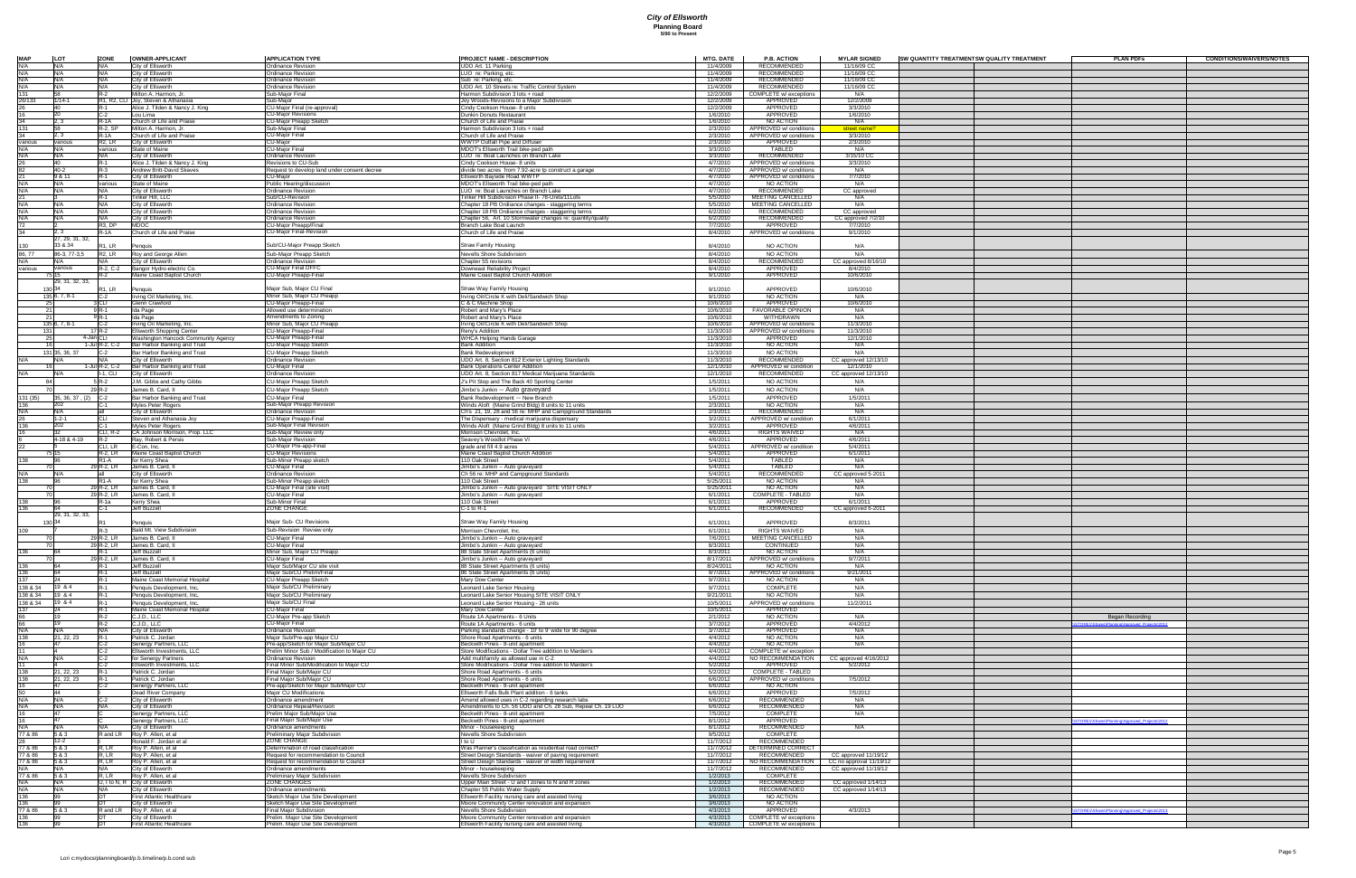# City of Ellsworth

## Planning Board

### 5/90 to Present

| MAP | LOT | ZONE | OWNER-APPLICANT | APPLICATION TYPE | PROJECT NAME - DESCRIPTION | MTG. DATE | P.B. ACTION | MYLAR SIGNED | SW QUANTITY TREATMENT | SW QUALITY TREATMENT | PLAN PDFs | CONDITIONS/WAIVERS/NOTES |
|---|---|---|---|---|---|---|---|---|---|---|---|---|
| N/A | N/A | N/A | City of Ellsworth | Ordinance Revision | UDO Art. 11 Parking | 11/4/2009 | RECOMMENDED | 11/16/09 CC | | | | |
| N/A | N/A | N/A | City of Ellsworth | Ordinance Revision | LUO: re: Parking, etc. | 11/4/2009 | RECOMMENDED | 11/16/09 CC | | | | |
| N/A | N/A | N/A | City of Ellsworth | Ordinance Revision | Sub: re: Parking, etc. | 11/4/2009 | RECOMMENDED | 11/16/09 CC | | | | |
| N/A | N/A | N/A | City of Ellsworth | Ordinance Revision | UDO Art. 10 Streets re: Traffic Control System | 11/4/2009 | RECOMMENDED | 11/16/09 CC | | | | |
| 131 | 58 | R-2 | Milton A. Harmon, Jr. | Sub-Major Final | Harmon Subdivision 3 lots + road | 12/2/2009 | COMPLETE w/ exceptions | N/A | | | | |
| 76/133 | 1/14-1 | R1, R2, CLI | Joy, Steven & Athanasia | Sub-Major | Joy Woods-Revisions to a Major Subdivision | 12/2/2009 | APPROVED | 12/2/2009 | | | | |
| 26 | 40 | R-1 | Alice J. Tilden & Nancy J. King | CU-Major Final (re-approval) | Cindy Cookson House- 8 units | 12/2/2009 | APPROVED | 3/3/2010 | | | | |
| 16 | 20 | C-2 | Lou Lima | CU-Major Revisions | Dunkin Donuts Restaurant | 1/6/2010 | APPROVED | 1/6/2010 | | | | |
| 34 | 2, 3 | R-1A | Church of Life and Praise | CU-Major Preapp Sketch | Church of Life and Praise | 1/6/2010 | NO ACTION | N/A | | | | |
| 131 | 58 | R-2, SP | Milton A. Harmon, Jr. | Sub-Major Final | Harmon Subdivision 3 lots + road | 2/3/2010 | APPROVED w/ conditions | street name? | | | | |
| 34 | 2, 3 | R-1A | Church of Life and Praise | CU-Major Final | Church of Life and Praise | 2/3/2010 | APPROVED w/ conditions | 3/3/2010 | | | | |
| various | various | R2, LR | City of Ellsworth | CU-Major | WWTP Outfall Pipe and Diffuser | 2/3/2010 | APPROVED | 2/3/2010 | | | | |
| N/A | N/A | various | State of Maine | CU-Major Final | MDOT's Ellsworth Trail bike-ped path | 3/3/2010 | TABLED | N/A | | | | |
| N/A | N/A | N/A | City of Ellsworth | Ordinance Revision | LUO: re: Boat Launches on Branch Lake | 3/3/2010 | RECOMMENDED | 3/15/10 CC | | | | |
| 26 | 40 | R-1 | Alice J. Tilden & Nancy J. King | Revisions to CU-Sub | Cindy Cookson House- 8 units | 4/7/2010 | APPROVED w/ conditions | 3/3/2010 | | | | |
| 82 | 40-2 | R-3 | Andrew Britt-David Shaves | Request to develop land under consent decree | divide two acres from 7.92-acre to construct a garage | 4/7/2010 | APPROVED w/ conditions | N/A | | | | |
| 21 | 9 & 11 | R-1 | City of Ellsworth | CU-Major | Ellsworth Bayside Road WWTP | 4/7/2010 | APPROVED w/ conditions | 7/7/2010 | | | | |
| N/A | N/A | various | State of Maine | Public Hearing/discussion | MDOT's Ellsworth Trail bike-ped path | 4/7/2010 | NO ACTION | N/A | | | | |
| N/A | N/A | N/A | City of Ellsworth | Ordinance Revision | LUO: re: Boat Launches on Branch Lake | 4/7/2010 | RECOMMENDED | CC approved | | | | |
| 21 | 3 | | Tinker Hill, LLC | Sub-CU Revision | Tinker Hill Subdivision Phase II- 78-Units/11Lots | 5/5/2010 | MEETING CANCELLED | N/A | | | | |
| N/A | N/A | N/A | City of Ellsworth | Ordinance Revision | Chapter 18 PB Ordinance changes - staggering terms | 5/5/2010 | MEETING CANCELLED | N/A | | | | |
| N/A | N/A | N/A | City of Ellsworth | Ordinance Revision | Chapter 18 PB Ordinance changes - staggering terms | 6/2/2010 | RECOMMENDED | CC approved | | | | |
| N/A | N/A | N/A | City of Ellsworth | Ordinance Revision | Chapter 56, Art. 10 Stormwater changes re: quantity/quality | 6/2/2010 | RECOMMENDED | CC approved 7/2/10 | | | | |
| 72 | 2 | R3, DP | MDOC | CU-Major Preapp/Final | Branch Lake Boat Launch | 7/7/2010 | APPROVED | 7/7/2010 | | | | |
| 34 | 2, 3 | R-1A | Church of Life and Praise | CU-Major Final-Revision | Church of Life and Praise | 8/4/2010 | APPROVED w/ conditions | 9/1/2010 | | | | |
| 130 | 27, 29, 31, 32, 33 & 34 | R1, LR | Penquis | Sub/CU-Major Preapp Sketch | Straw Family Housing | 8/4/2010 | NO ACTION | N/A | | | | |
| 86, 77 | 86-3, 77-3,5 | R2, LR | Roy and George Allen | Sub-Major Preapp Sketch | Nevells Shore Subdivision | 8/4/2010 | NO ACTION | N/A | | | | |
| N/A | N/A | N/A | City of Ellsworth | Ordinance Revision | Chapter 55 revisions | 8/4/2010 | RECOMMENDED | CC approved 8/16/10 | | | | |
| various | various | R-2, C-2 | Bangor Hydro-electric Co. | CU-Major Final DFFC | Downeast Reliability Project | 8/4/2010 | APPROVED | 8/4/2010 | | | | |
| 75 | 15 | R-2 | Maine Coast Baptist Church | CU-Major Preapp-Final | Maine Coast Baptist Church Addition | 9/1/2010 | APPROVED | 10/6/2010 | | | | |
| 130 | 29, 31, 32, 33, 34 | R1, LR | Penquis | Major Sub, Major CU Final | Straw Way Family Housing | 9/1/2010 | APPROVED | 10/6/2010 | | | | |
| 135 | 6, 7, 8-1 | C-2 | Irving Oil Marketing, Inc. | Minor Sub, Major CU Preapp | Irving Oil/Circle K with Deli/Sandwich Shop | 9/1/2010 | NO ACTION | N/A | | | | |
| 25 | 3 | CLI | Glenn Crawford | CU-Major Preapp-Final | C & C Machine Shop | 10/6/2010 | APPROVED | 10/6/2010 | | | | |
| 21 | 9 | R-1 | Ida Page | Allowed use determination | Robert and Mary's Place | 10/6/2010 | FAVORABLE OPINION | N/A | | | | |
| 21 | 9 | R-1 | Ida Page | Amendments to Zoning | Robert and Mary's Place | 10/6/2010 | WITHDRAWN | N/A | | | | |
| 135 | 6, 7, 8-1 | C-2 | Irving Oil Marketing, Inc. | Minor Sub, Major CU Preapp | Irving Oil/Circle K with Deli/Sandwich Shop | 10/6/2010 | APPROVED w/ conditions | 11/3/2010 | | | | |
| 131 | 17 | R-2 | Ellsworth Shopping Center | CU-Major Preapp-Final | Reny's Addition | 11/3/2010 | APPROVED w/ conditions | 11/3/2010 | | | | |
| 25 | 4-Jan | CLI | Washington Hancock Community Agency | CU-Major Preapp-Final | WHCA Helping Hands Garage | 11/3/2010 | APPROVED | 12/1/2010 | | | | |
| 16 | 1-Jul | R-2, C-2 | Bar Harbor Banking and Trust | CU-Major Preapp Sketch | Bank Addition | 11/3/2010 | NO ACTION | N/A | | | | |
| 131 | 35, 36, 37 | C-2 | Bar Harbor Banking and Trust | CU-Major Preapp Sketch | Bank Redevelopment | 11/3/2010 | NO ACTION | N/A | | | | |
| N/A | N/A | N/A | City of Ellsworth | Ordinance Revision | UDO Art. 8, Section 812 Exterior Lighting Standards | 11/3/2010 | RECOMMENDED | CC approved 12/13/10 | | | | |
| 16 | 1-Jul | R-2, C-2 | Bar Harbor Banking and Trust | CU-Major Final | Bank Operations Center Addition | 12/1/2010 | APPROVED w/ condition | 12/1/2010 | | | | |
| N/A | N/A | I-1, CLI | City of Ellsworth | Ordinance Revision | UDO Art. 8, Section 817 Medical Marijuana Standards | 12/1/2010 | RECOMMENDED | CC approved 12/13/10 | | | | |
| 84 | 5 | R-2 | J.M. Gibbs and Cathy Gibbs | CU-Major Preapp Sketch | J's Pit Stop and The Back 40 Sporting Center | 1/5/2011 | NO ACTION | N/A | | | | |
| 70 | 29 | R-2 | James B. Card, II | CU-Major Preapp Sketch | Jimbo's Junkin -- Auto graveyard | 1/5/2011 | NO ACTION | N/A | | | | |
| 131 (35) | 35, 36, 37 , (2) | C-2 | Bar Harbor Banking and Trust | CU-Major Final | Bank Redevelopment -- New Branch | 1/5/2011 | APPROVED | 1/5/2011 | | | | |
| 136 | 202 | C-1 | Myles Peter Rogers | Sub-Major Preapp Revision | Winds Aloft (Maine Grind Bldg) 8 units to 11 units | 2/3/2011 | NO ACTION | N/A | | | | |
| N/A | N/A | all | City of Ellsworth | Ordinance Revision | Ch's: 21, 19, 28 and 56 re: MHP and Campground Standards | 2/3/2011 | RECOMMENDED | N/A | | | | |
| 26 | 1-2-1 | CLI | Steven and Athanasia Joy | CU-Major Preapp-Final | The Dispensary - medical marijuana dispensary | 3/2/2011 | APPROVED w/ condition | 6/1/2011 | | | | |
| 136 | 202 | C-1 | Myles Peter Rogers | Sub-Major Final Revision | Winds Aloft (Maine Grind Bldg) 8 units to 11 units | 3/2/2011 | APPROVED | 4/6/2011 | | | | |
| 16 | 32 | CLI, R-2 | CA Johnson Morrison, Prop. LLC | Sub-Major Review only | Morrison Chevrolet, Inc. | 4/6/2011 | RIGHTS WAIVED | N/A | | | | |
| 6 | 4-18 & 4-19 | R-2 | Ray, Robert & Persis | Sub-Major Revision | Seavey's Woodlot Phase VI | 4/6/2011 | APPROVED | 4/6/2011 | | | | |
| 22 | 5 | CLI, LR | E-Con, Inc. | CU-Major Pre-app-Final | grade and fill 4.9 acres | 5/4/2011 | APPROVED w/ condition | 5/4/2011 | | | | |
| 75 | 15 | R-2, LR | Maine Coast Baptist Church | CU-Major Revisions | Maine Coast Baptist Church Addition | 5/4/2011 | APPROVED | 6/1/2011 | | | | |
| 138 | 96 | R1-A | for Kerry Shea | Sub-Minor Preapp sketch | 110 Oak Street | 5/4/2011 | TABLED | N/A | | | | |
| 70 | 29 | R-2, LR | James B. Card, II | CU-Major Final | Jimbo's Junkin -- Auto graveyard | 5/4/2011 | TABLED | N/A | | | | |
| N/A | N/A | all | City of Ellsworth | Ordinance Revision | Ch 56 re: MHP and Campground Standards | 5/4/2011 | RECOMMENDED | CC approved 5-2011 | | | | |
| 138 | 96 | R1-A | for Kerry Shea | Sub-Minor Preapp sketch | 110 Oak Street | 5/25/2011 | NO ACTION | N/A | | | | |
| 70 | 29 | R-2, LR | James B. Card, II | CU-Major Final (site visit) | Jimbo's Junkin -- Auto graveyard SITE VISIT ONLY | 5/25/2011 | NO ACTION | N/A | | | | |
| 70 | 29 | R-2, LR | James B. Card, II | CU-Major Final | Jimbo's Junkin -- Auto graveyard | 6/1/2011 | COMPLETE - TABLED | N/A | | | | |
| 138 | 96 | R-1a | Kerry Shea | Sub-Minor Final | 110 Oak Street | 6/1/2011 | APPROVED | 6/1/2011 | | | | |
| 136 | 64 | C-1 | Jeff Buzzell | ZONE CHANGE | C-1 to R-1 | 6/1/2011 | RECOMMENDED | CC approved 6-2011 | | | | |
| 130 | 29, 31, 32, 33, 34 | R1 | Penquis | Major Sub CU Revisions | Straw Way Family Housing | 6/1/2011 | APPROVED | 8/3/2011 | | | | |
| 109 | 7 | R-3 | Bald Mt. View Subdivision | Sub-Revision Review only | Morrison Chevrolet, Inc. | 6/1/2011 | RIGHTS WAIVED | N/A | | | | |
| 70 | 29 | R-2, LR | James B. Card, II | CU-Major Final | Jimbo's Junkin -- Auto graveyard | 7/6/2011 | MEETING CANCELLED | N/A | | | | |
| 70 | 29 | R-2, LR | James B. Card, II | CU-Major Final | Jimbo's Junkin -- Auto graveyard | 8/3/2011 | CONTINUED | N/A | | | | |
| 136 | 64 | R-1 | Jeff Buzzell | Minor Sub, Major CU Preapp | 86 State Street Apartments (6 units) | 8/3/2011 | NO ACTION | N/A | | | | |
| 70 | 29 | R-2, LR | James B. Card, II | CU-Major Final | Jimbo's Junkin -- Auto graveyard | 8/17/2011 | APPROVED w/ conditions | 9/7/2011 | | | | |
| 136 | 64 | R-1 | Jeff Buzzell | Major Sub/Major CU site visit | 86 State Street Apartments (6 units) | 8/24/2011 | NO ACTION | N/A | | | | |
| 136 | 64 | R-1 | Jeff Buzzell | Major Sub/CU Prelim/Final | 86 State Street Apartments (6 units) | 9/7/2011 | APPROVED w/ conditions | 9/21/2011 | | | | |
| 137 | 24 | R-1 | Maine Coast Memorial Hospital | CU-Major Preapp Sketch | Mary Dow Center | 9/7/2011 | NO ACTION | N/A | | | | |
| 138 & 34 | 19 & 4 | R-1 | Penquis Development, Inc. | Major Sub/CU Preliminary | Leonard Lake Senior Housing | 9/7/2011 | COMPLETE | N/A | | | | |
| 138 & 34 | 19 & 4 | R-1 | Penquis Development, Inc. | Major Sub/CU Preliminary | Leonard Lake Senior Housing SITE VISIT ONLY | 9/21/2011 | NO ACTION | N/A | | | | |
| 138 & 34 | 19 & 4 | R-1 | Penquis Development, Inc. | Major Sub/CU Final | Leonard Lake Senior Housing - 26 units | 10/5/2011 | APPROVED w/ conditions | 11/2/2011 | | | | |
| 137 | 24 | R-1 | Maine Coast Memorial Hospital | CU-Major Final | Mary Dow Center | 10/5/2011 | APPROVED | | | | | |
| 66 | 19 | R-2 | C.J.D., LLC | CU-Major Pre-app Sketch | Route 1A Apartments - 6 units | 2/1/2012 | NO ACTION | N/A | | | Began Recording | |
| 66 | 19 | R-2 | C.J.D., LLC | CU-Major Final | Route 1A Apartments - 6 units | 3/7/2012 | APPROVED | 4/4/2012 | | | | |
| N/A | N/A | N/A | City of Ellsworth | Ordinance Revision | Parking standards change - 10' to 9' wide for 90 degree | 3/7/2012 | APPROVED | N/A | | | | |
| 138 | 21, 22, 23 | R-1 | Patrick C. Jordan | Major Sub/Pre-app Major CU | Shore Road Apartments - 6 units | 4/4/2012 | NO ACTION | N/A | | | | |
| 16 | 47 | C-2 | Senergy Partners, LLC | Pre-app/Sketch for Major Sub/Major CU | Beckwith Pines - 8-unit apartment | 4/4/2012 | NO ACTION | N/A | | | | |
| 11 | 4 | C-2 | Ellsworth Investments, LLC | Prelim Minor Sub / Modification to Major CU | Store Modifications - Dollar Tree addition to Marden's | 4/4/2012 | COMPLETE w/ exception | | | | | |
| N/A | N/A | C-2 | for Senergy Partners | Ordinance Revision | Add multifamily as allowed use in C-2 | 4/4/2012 | NO RECOMMENDATION | CC approved 4/16/2012 | | | | |
| 11 | 4 | C-2 | Ellsworth Investments, LLC | Final Minor Sub/Modification to Major CU | Store Modifications - Dollar Tree addition to Marden's | 5/2/2012 | APPROVED | 5/2/2012 | | | | |
| 138 | 21, 22, 23 | R-1 | Patrick C. Jordan | Final Major Sub/Major CU | Shore Road Apartments - 6 units | 5/2/2012 | COMPLETE - TABLED | | | | | |
| 138 | 21, 22, 23 | R-1 | Patrick C. Jordan | Final Major Sub/Major CU | Shore Road Apartments - 6 units | 6/6/2012 | APPROVED w/ conditions | 7/5/2012 | | | | |
| 16 | 47 | C-2 | Senergy Partners, LLC | Pre-app/Sketch for Major Sub/Major CU | Beckwith Pines - 8-unit apartment | 6/6/2012 | NO ACTION | | | | | |
| 50 | 44 | | Dead River Company | Major CU Modifications | Ellsworth Falls Bulk Plant addition - 6 tanks | 6/6/2012 | APPROVED | 7/5/2012 | | | | |
| N/A | N/A | C-2 | City of Ellsworth | Ordinance amendment | Amend allowed uses in C-2 regarding research labs | 6/6/2012 | RECOMMENDED | N/A | | | | |
| N/A | N/A | N/A | City of Ellsworth | Ordinance Repeal/Revision | Amendments to Ch. 56 UDO and Ch. 28 Sub, Repeal Ch. 19 LUO | 6/6/2012 | RECOMMENDED | N/A | | | | |
| 16 | 47 | C | Senergy Partners, LLC | Prelim Major Sub/Major Use | Beckwith Pines - 8-unit apartment | 7/5/2012 | COMPLETE | N/A | | | | |
| 16 | 47 | C | Senergy Partners, LLC | Final Major Sub/Major Use | Beckwith Pines - 8-unit apartment | 8/1/2012 | APPROVED | | | | | |
| N/A | N/A | N/A | City of Ellsworth | Ordinance amendments | Minor - housekeeping | 8/1/2012 | RECOMMENDED | N/A | | | | |
| 77 & 86 | 5 & 3 | R and LR | Roy P. Allen, et al | Preliminary Major Subdivision | Nevells Shore Subdivision | 9/5/2012 | COMPLETE | | | | | |
| 28 | 12-2 | | Ronald F. Jordan et al | ZONE CHANGE | I to U | 11/7/2012 | RECOMMENDED | | | | | |
| 77 & 86 | 5 & 3 | R, LR | Roy P. Allen, et al | Determination of road classification | Was Planner's classification as residential road correct? | 11/7/2012 | DETERMINED CORRECT | | | | | |
| 77 & 86 | 5 & 3 | R, LR | Roy P. Allen, et al | Request for recommendation to Council | Street Design Standards - waiver of paving requirement | 11/7/2012 | RECOMMENDED | CC approved 11/19/12 | | | | |
| 77 & 86 | 5 & 3 | R, LR | Roy P. Allen, et al | Request for recommendation to Council | Street Design Standards - waiver of width requirement | 11/7/2012 | NO RECOMMENDATION | CC no approval 11/19/12 | | | | |
| N/A | N/A | N/A | City of Ellsworth | Ordinance amendments | Minor - housekeeping | 11/7/2012 | RECOMMENDED | CC approved 11/19/12 | | | | |
| 77 & 86 | 5 & 3 | R, LR | Roy P. Allen, et al | Preliminary Major Subdivision | Nevells Shore Subdivision | 1/2/2013 | COMPLETE | | | | | |
| N/A | N/A | C, I to N, R | City of Ellsworth | ZONE CHANGES | Upper Main Street - C and I zones to N and R zones | 1/2/2013 | RECOMMENDED | CC approved 1/14/13 | | | | |
| N/A | N/A | N/A | City of Ellsworth | Ordinance amendments | Chapter 55 Public Water Supply | 1/2/2013 | RECOMMENDED | CC approved 1/14/13 | | | | |
| 136 | 89 | DT | First Atlantic Healthcare | Sketch Major Use Site Development | Ellsworth Facility nursing care and assisted living | 3/6/2013 | NO ACTION | | | | | |
| 136 | 89 | DT | City of Ellsworth | Sketch Major Use Site Development | Moore Community Center renovation and expansion | 3/6/2013 | NO ACTION | | | | | |
| 77 & 86 | 5 & 3 | R and LR | Roy P. Allen, et al | Final Major Subdivision | Nevells Shore Subdivision | 4/3/2013 | APPROVED | 4/3/2013 | | | | |
| 136 | 89 | DT | City of Ellsworth | Prelim. Major Use Site Development | Moore Community Center renovation and expansion | 4/3/2013 | COMPLETE w/ exceptions | | | | | |
| 136 | 89 | DT | First Atlantic Healthcare | Prelim. Major Use Site Development | Ellsworth Facility nursing care and assisted living | 4/3/2013 | COMPLETE w/ exceptions | | | | | |

Lori c:mydocs/planningboard/p.b.timeline/p.b.cond sub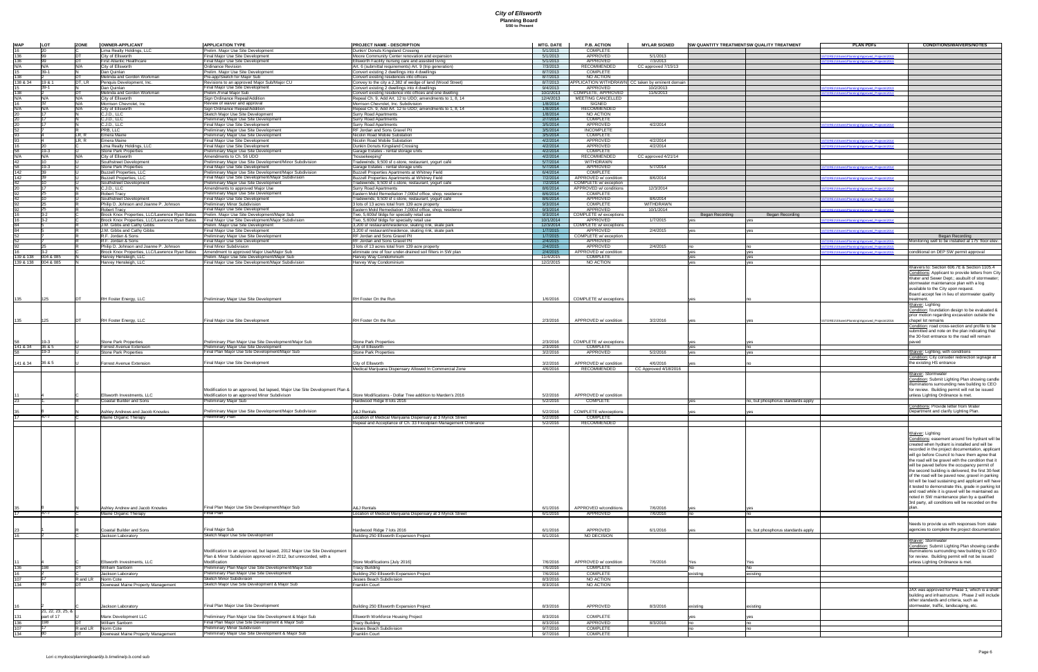# City of Ellsworth

## Planning Board

### 5/90 to Present

| MAP | LOT | ZONE | OWNER-APPLICANT | APPLICATION TYPE | PROJECT NAME - DESCRIPTION | MTG. DATE | P.B. ACTION | MYLAR SIGNED | SW QUANTITY TREATMENT | SW QUALITY TREATMENT | PLAN PDFs | CONDITIONS/WAIVERS/NOTES |
|---|---|---|---|---|---|---|---|---|---|---|---|---|
| 16 | 20 | C | Lima Realty Holdings, LLC | Prelim. Major Use Site Development | Dunkin' Donuts Kingsland Crossing | 5/1/2013 | COMPLETE | | | | | |
| 136 | 99 | DT | City of Ellsworth | Final Major Use Site Development | Moore Community Center renovation and expansion | 5/1/2013 | APPROVED | 5/1/2013 | | | G:\ITGIS\Planning\Approved_Projects\2013 | |
| 136 | 99 | DT | First Atlantic Healthcare | Final Major Use Site Development | Ellsworth Facility nursing care and assisted living | 5/1/2013 | APPROVED | 7/3/2013 | | | G:\ITGIS\Planning\Approved_Projects\2013 | |
| N/A | N/A | N/A | City of Ellsworth | Ordinance Revision | Art. 6 (submittal requirements) Art. 9 (fmp generation) | 7/3/2013 | RECOMMENDED | CC approved 7/15/13 | | | | |
| 15 | 39-1 | N | Dan Quinlan | Prelim. Major Use Site Development | Convert existing 2 dwellings into 4 dwellings | 8/7/2013 | COMPLETE | | | | | |
| 138 | 2 | DT | Melinda and Gordon Workman | Pre-app/Sketch for Major Sub | Convert existing residences into offices | 8/7/2013 | NO ACTION | | | | | |
| 138 & 34 | 19 & 1 | DT, LR | Penquis Development, Inc. | Revisions to an approved Major Sub/Major CU | Convey to the city a 2,382 sf wedge of land (Wood Street) | 8/7/2013 | APPLICATION WITHDRAWN | CC taken by eminent domain | | | | |
| 15 | 39-1 | N | Dan Quinlan | Final Major Use Site Development | Convert existing 2 dwellings into 4 dwellings | 9/4/2013 | APPROVED | 10/2/2013 | | | G:\ITGIS\Planning\Approved_Projects\2013 | |
| 138 | 2 | DT | Melinda and Gordon Workman | Prelim./Final Major Sub | Convert existing residence into offices and one dwelling | 10/2/2013 | COMPLETE, APPROVED | 11/6/2013 | | | G:\ITGIS\Planning\Approved_Projects\2013 | |
| N/A | N/A | N/A | City of Ellsworth | Sign Ordinance Repeal/Addition | Repeal Ch. 9, Add Art. 12 to UDO; amendments to 1, 8, 14 | 12/4/2013 | MEETING CANCELLED | | | | | |
| 16 | 32 | N/A | Morrison Chevrolet, Inc | Review of waiver and approval | Morrison Chevrolet, Inc. Subdivision | 1/8/2014 | SIGNED | | | | | |
| N/A | N/A | N/A | City of Ellsworth | Sign Ordinance Repeal/Addition | Repeal Ch. 9, Add Art. 12 to UDO; amendments to 1, 8, 14 | 1/8/2014 | RECOMMENDED | | | | | |
| 20 | 17 | N | C.J.D., LLC | Sketch Major Use Site Development | Surry Road Apartments | 1/8/2014 | NO ACTION | | | | | |
| 20 | 17 | N | C.J.D., LLC | Preliminary Major Use Site Development | Surry Road Apartments | 2/7/2014 | COMPLETE | | | | | |
| 20 | 17 | N | C.J.D., LLC | Final Major Use Site Development | Surry Road Apartments | 3/5/2014 | APPROVED | 4/2/2014 | | | G:\ITGIS\Planning\Approved_Projects\2014 | |
| 52 | 7 | R | PRB, LLC | Preliminary Major Use Site Development | RF Jordan and Sons Gravel Pit | 3/5/2014 | INCOMPLETE | | | | | |
| 93 | 4 | LR, R | Emera Maine | Preliminary Major Use Site Development | Nicolin Road Mobile Substation | 3/5/2014 | COMPLETE | | | | | |
| 93 | 4 | LR, R | Emera Maine | Final Major Use Site Development | Nicolin Road Mobile Substation | 4/2/2014 | APPROVED | 4/2/2014 | | | G:\ITGIS\Planning\Approved_Projects\2014 | |
| 16 | 20 | C | Lima Realty Holdings, LLC | Final Major Use Site Development | Dunkin Donuts Kingsland Crossing | 4/2/2014 | APPROVED | 4/2/2014 | | | G:\ITGIS\Planning\Approved_Projects\2014 | |
| 58 | 19-3 | U | Stone Park Properties | Preliminary Major Use Site Development | Garage Estates - rental storage units | 4/2/2014 | COMPLETE | | | | | |
| N/A | N/A | N/A | City of Ellsworth | Amendments to Ch. 56 UDO | "housekeeping" | 4/2/2014 | RECOMMENDED | CC approved 4/21/14 | | | | |
| 42 | 10 | U | Southstreet Development | Preliminary Major Use Site Development/Minor Subdivision | Tradewinds; 9,500 sf c-store, restaurant, yogurt café | 5/7/2014 | WITHDRAWN | | | | | |
| 58 | 19-3 | U | Stone Park Properties | Final Major Use Site Development | Garage Estates - rental storage units | 5/7/2014 | APPROVED | 5/7/2014 | | | G:\ITGIS\Planning\Approved_Projects\2014 | |
| 142 | 39 | U | Buzzell Properties, LLC | Preliminary Major Use Site Development/Major Subdivision | Buzzell Properties Apartments at Whitney Field | 6/4/2014 | COMPLETE | | | | | |
| 142 | 39 | U | Buzzell Properties, LLC | Final Major Use Site Development/Major Subdivision | Buzzell Properties Apartments at Whitney Field | 7/2/2014 | APPROVED w/ condition | 8/6/2014 | | | G:\ITGIS\Planning\Approved_Projects\2014 | |
| 42 | 10 | U | Southstreet Development | Preliminary Major Use Site Development | Tradewinds; 9,500 sf c-store, restaurant, yogurt café | 7/2/2014 | COMPLETE w/ exception | | | | | |
| 20 | 17 | N | C.J.D., LLC | Amendments to approved Major Use | Surry Road Apartments | 8/6/2014 | APPROVED w/ conditions | 12/3/2014 | | | G:\ITGIS\Planning\Approved_Projects\2014 | |
| 92 | 25 | R | Robert Tracy | Preliminary Major Use Site Development | Eastern Mold Remediation 7,000sf office, shop, residence | 8/6/2014 | COMPLETE | | | | | |
| 42 | 10 | U | Southstreet Development | Final Major Use Site Development | Tradewinds; 9,500 sf c-store, restaurant, yogurt café | 8/6/2014 | APPROVED | 8/6/2014 | | | G:\ITGIS\Planning\Approved_Projects\2014 | |
| 92 | 25 | R | Philip D. Johnson and Joanne P. Johnson | Preliminary Minor Subdivision | 3 lots of 13 acres total from 139 acre property | 9/3/2014 | COMPLETE | WITHDRAWN | | | | |
| 92 | 25 | R | Robert Tracy | Final Major Use Site Development | Eastern Mold Remediation 7,000sf office, shop, residence | 9/3/2014 | APPROVED | 10/1/2014 | | | G:\ITGIS\Planning\Approved_Projects\2014 | |
| 16 | 3-2 | C | Brock Knox Properties, LLC/Lawrence Ryan Bates | Prelim. Major Use Site Development/Major Sub | Two, 5,600sf bldgs for specialty retail use | 9/3/2014 | COMPLETE w/ exceptions | | Began Recording | Began Recording | | |
| 16 | 3-2 | C | Brock Knox Properties, LLC/Lawrence Ryan Bates | Final Major Use Site Development/Major Subdivision | Two, 5,600sf bldgs for specialty retail use | 10/1/2014 | APPROVED | 1/7/2015 | yes | yes | G:\ITGIS\Planning\Approved_Projects\2014 | |
| 84 | 5 | R | J.M. Gibbs and Cathy Gibbs | Prelim. Major Use Site Development | 3,200 sf restaurant/residence, skating rink, skate park | 12/3/2014 | COMPLETE w/ exceptions | | | | | |
| 84 | 5 | R | J.M. Gibbs and Cathy Gibbs | Final Major Use Site Development | 3,200 sf restaurant/residence, skating rink, skate park | 1/7/2015 | APPROVED | 2/4/2015 | yes | yes | G:\ITGIS\Planning\Approved_Projects\2014 | |
| 52 | 7 | R | R.F. Jordan & Sons | Preliminary Major Use Site Development | RF Jordan and Sons Gravel Pit | 1/7/2015 | COMPLETE w/ exception | | | | | Began Recording |
| 52 | 7 | R | R.F. Jordan & Sons | Final Major Use Site Development | RF Jordan and Sons Gravel Pit | 2/4/2015 | APPROVED | | | | G:\ITGIS\Planning\Approved_Projects\2015 | Monitoring well to be installed at 175' floor elev. |
| 92 | 25 | R | Philip D. Johnson and Joanne P. Johnson | Final Minor Subdivision | 3 lots of 13 acres total from 139 acre property | 2/4/2015 | APPROVED | 2/4/2015 | no | no | G:\ITGIS\Planning\Approved_Projects\2015 | |
| 16 | 3-2 | C | Brock Knox Properties, LLC/Lawrence Ryan Bates | Amendment to approved Major Use/Major Sub | eliminate one of four under-drained soil filters in SW plan | 2/4/2015 | APPROVED w/ condition | | yes | yes | G:\ITGIS\Planning\Approved_Projects\2015 | conditional on DEP SW permit approval |
| 139 & 138 | 004 & 085 | N | Harvey Hensleigh, LLC | Prelim. Major Use Site Development/Major Sub | Harvey Way Condominium | 11/4/2015 | COMPLETE | | yes | yes | | |
| 139 & 138 | 004 & 085 | N | Harvey Hensleigh, LLC | Final Major Use Site Development/Major Subdivision | Harvey Way Condominium | 12/2/2015 | NO ACTION | | yes | yes | | |
| 135 | 125 | DT | RH Foster Energy, LLC | Preliminary Major Use Site Development | RH Foster On the Run | 1/6/2016 | COMPLETE w/ exceptions | | yes | no | | Waivers to: Section 606.7E & Section 1105.4 Conditions: Applicant to provide letters from City Water and Sewer Dept.; asbuilt of stormwater; stormwater maintenance plan with a log available to the City upon request. Board accept fee in lieu of stormwater quality treatment. |
| 135 | 125 | DT | RH Foster Energy, LLC | Final Major Use Site Development | RH Foster On the Run | 2/3/2016 | APPROVED w/ condition | 3/2/2016 | yes | yes | G:\ITGIS\Planning\Approved_Projects\2016 | Waiver: Lighting Condition: foundation design to be evaluated & prior motion regarding excavation outside the chapel lot remains |
| 58 | 19-3 | U | Stone Park Properties | Preliminary Plan Major Use Site Development/Major Sub | Stone Park Properties | 2/3/2016 | COMPLETE w/ exceptions | | yes | yes | | Condition: road cross-section and profile to be submitted and note on the plan indicating that the 30-foot entrance to the road will remain paved |
| 141 & 34 | 36 & 5 | U | Forrest Avenue Extension | Preliminary Major Use Site Development | City of Ellsworth | 2/3/2016 | COMPLETE | | yes | no | | |
| 58 | 19-3 | U | Stone Park Properties | Final Plan Major Use Site Development/Major Sub | Stone Park Properties | 3/2/2016 | APPROVED | 5/2/2016 | yes | yes | | Waiver: Lighting, with conditions |
| 141 & 34 | 36 & 5 | U | Forrest Avenue Extension | Final Major Use Site Development | City of Ellsworth | 3/2/2016 | APPROVED w/ condition | 4/6/2016 | yes | no | | Condition: City consider redirection signage at the existing HS entrance |
| | | | | | Medical Marijuana Dispensary Allowed In Commercial Zone | 4/6/2016 | RECOMMENDED | CC Approved 4/18/2016 | | | | |
| 11 | 4 | C | Ellsworth Investments, LLC | Modification to an approved, but lapsed, Major Use Site Development Plan & Modification to an approved Minor Subdivision | Store Modifications - Dollar Tree addition to Marden's 2016 | 5/2/2016 | APPROVED w/ condition | | | | | Waiver: Stormwater Condition: Submit Lighting Plan showing candle illuminations surrounding new building to CEO for review. Building permit will not be issued unless Lighting Ordinance is met. |
| 23 | 1 | R | Coastal Builder and Sons | Preliminary Major Sub | Hardwood Ridge 8 lots 2016 | 5/2/2016 | COMPLETE | | yes | no, but phosphorus standards apply | | |
| 35 | 8 | N | Ashley Andrews and Jacob Knowles | Preliminary Major Use Site Development/Major Subdivision | A&J Rentals | 5/2/2016 | COMPLETE w/exceptions | | yes | yes | | Conditions: Provide letter from Water Department and clarify Lighting Plan. |
| 17 | 47-7 | C | Maine Organic Therapy | Preliminary Plan | Location of Medical Marijuana Dispensary at 3 Myrick Street | 5/2/2016 | COMPLETE | | | | | |
| | | | | | Repeal and Acceptance of Ch. 33 Floodplain Management Ordinance | 5/2/2016 | RECOMMENDED | | | | | |
| 35 | 8 | N | Ashley Andrew and Jacob Knowles | Final Plan Major Use Site Development/Major Sub | A&J Rentals | 6/1/2016 | APPROVED w/conditions | 7/6/2016 | yes | yes | | Waiver: Lighting Conditions: easement around fire hydrant will be created when hydrant is installed and will be recorded in the project documentation, applicant will go before Council to have them agree that the road will be gravel with the condition that it will be paved before the occupancy permit of the second building is delivered, the first 30-feet of the road will be paved now, gravel in parking lot will be load sustaining and applicant will have it tested to demonstrate this, grade in parking lot and road while it is gravel will be maintained as noted in SW maintenance plan by a qualified 3rd party, all conditions will be recorded on the plan. |
| 17 | 47-7 | C | Maine Organic Therapy | Final Plan | Location of Medical Marijuana Dispensary at 3 Myrick Street | 6/1/2016 | APPROVED | 7/6/2016 | no | no | | |
| 23 | 1 | R | Coastal Builder and Sons | Final Major Sub | Hardwood Ridge 7 lots 2016 | 6/1/2016 | APPROVED | 6/1/2016 | yes | no, but phosphorus standards apply | | Needs to provide us with responses from state agencies to complete the project documentation |
| 16 | 2 | C | Jackson Laboratory | Sketch Major Use Site Development | Building 250 Ellsworth Expansion Project | 6/1/2016 | NO DECISION | | | | | |
| 11 | 4 | C | Ellsworth Investments, LLC | Modification to an approved, but lapsed, 2012 Major Use Site Development Plan & Minor Subdivision approved in 2012, but unrecorded, with a Modification | Store Modifications [July 2016] | 7/6/2016 | APPROVED w/ condition | 7/6/2016 | Yes | Yes | | Waiver: Stormwater Condition: Submit Lighting Plan showing candle illuminations surrounding new building to CEO for review. Building permit will not be issued unless Lighting Ordinance is met. |
| 135 | 198 | DT | William Sanborn | Preliminary Plan Major Use Site Development/Major Sub | Tracy Building | 7/6/2016 | COMPLETE | | No | No | | |
| 16 | 2 | C | Jackson Laboratory | Preliminary Major Use Site Development | Building 250 Ellsworth Expansion Project | 7/6/2016 | COMPLETE | | existing | existing | | |
| 107 | 17 | R and LR | Norm Cote | Sketch Minor Subdivision | Jesses Beach Subdivision | 8/3/2016 | NO ACTION | | | | | |
| 134 | 80 | DT | Downeast Maine Property Management | Sketch Major Use Site Development & Major Sub | Franklin Court | 8/3/2016 | NO ACTION | | | | | |
| 16 | 2 | C | Jackson Laboratory | Final Plan Major Use Site Development | Building 250 Ellsworth Expansion Project | 8/3/2016 | APPROVED | 8/3/2016 | existing | existing | | JAX was approved for Phase 1, which is a shell building and infrastructure. Phase 2 will include other standards and criteria, such as stormwater, traffic, landscaping, etc. |
| 131 | 21, 22, 23, 25, & part of 17 | U | Marx Development LLC | Preliminary Plan Major Use Site Development & Major Sub | Ellsworth Workforce Housing Project | 8/3/2016 | COMPLETE | | yes | yes | | |
| 136 | 198 | DT | William Sanborn | Final Plan Major Use Site Development & Major Sub | Tracy Building | 8/3/2016 | APPROVED | 8/3/2016 | no | no | | |
| 107 | 17 | R and LR | Norm Cote | Preliminary Minor Subdivision | Jesses Beach Subdivision | 9/7/2016 | COMPLETE | | no | no | | |
| 134 | 80 | DT | Downeast Maine Property Management | Preliminary Major Use Site Development & Major Sub | Franklin Court | 9/7/2016 | COMPLETE | | | | | |

Lori c:mydocs/planningboard/p.b.timeline/p.b.cond sub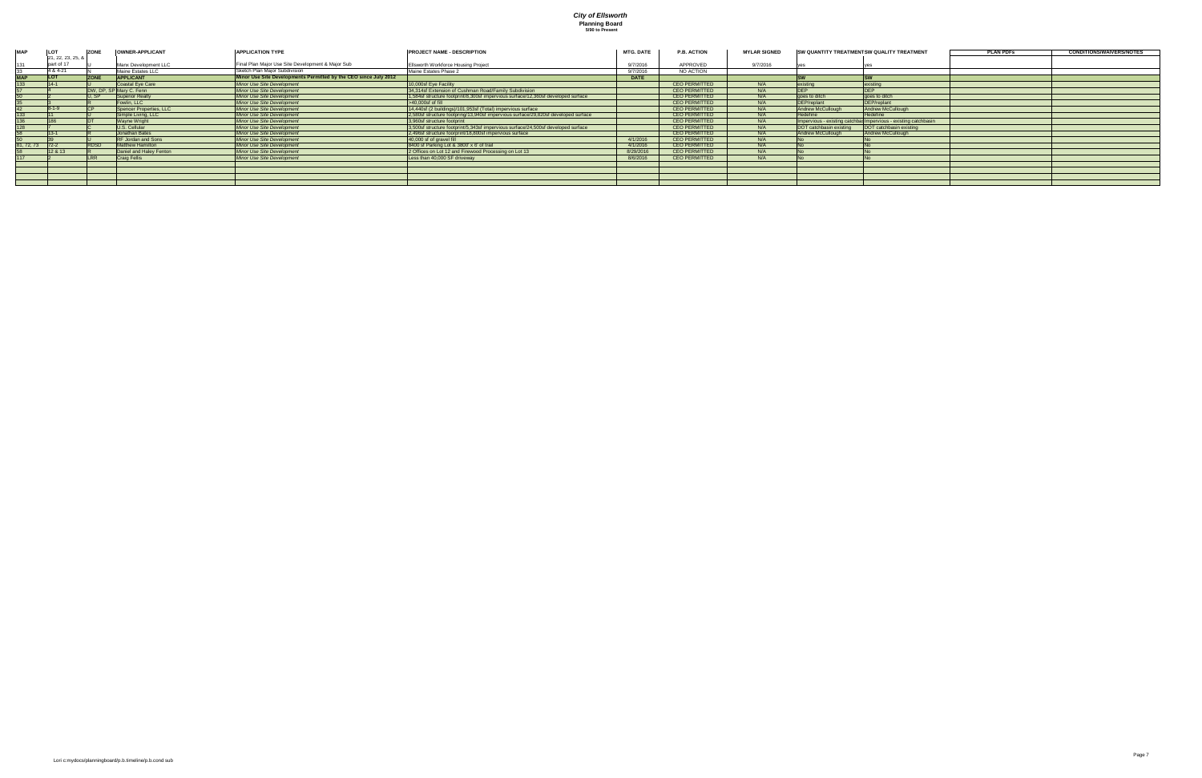# City of Ellsworth

## Planning Board

### 5/90 to Present

| MAP | LOT | ZONE | OWNER-APPLICANT | APPLICATION TYPE | PROJECT NAME - DESCRIPTION | MTG. DATE | P.B. ACTION | MYLAR SIGNED | SW QUANTITY TREATMENT | SW QUALITY TREATMENT | PLAN PDFs | CONDITIONS/WAIVERS/NOTES |
|---|---|---|---|---|---|---|---|---|---|---|---|---|
| 131 | 21, 22, 23, 25, & part of 17 | U | Marix Development LLC | Final Plan Major Use Site Development & Major Sub | Ellsworth Workforce Housing Project | 9/7/2016 | APPROVED | 9/7/2016 | yes | yes | | |
| 33 | 4 & 4-21 | N | Maine Estates LLC | Sketch Plan Major Subdivision | Maine Estates Phase 2 | 9/7/2016 | NO ACTION | | | | | |
| MAP | LOT | ZONE | APPLICANT | Minor Use Site Developments Permitted by the CEO since July 2012 | | DATE | | | SW | SW | | |
| 133 | 14-1 | U | Coastal Eye Care | Minor Use Site Development | 10,000sf Eye Facility | | CEO PERMITTED | N/A | existing | existing | | |
| 57 | 4 | DW, DP, SP | Mary C. Fenn | Minor Use Site Development | 34,314sf Extension of Cushman Road/Family Subdivision | | CEO PERMITTED | N/A | DEP | DEP | | |
| 50 | 2 | U, SP | Superior Realty | Minor Use Site Development | 1,584sf structure footprint/8,300sf impervious surface/12,360sf developed surface | | CEO PERMITTED | N/A | goes to ditch | goes to ditch | | |
| 35 | 3 | R | Fowlin, LLC | Minor Use Site Development | >40,000sf of fill | | CEO PERMITTED | N/A | DEP/replant | DEP/replant | | |
| 42 | 8-1-9 | CP | Spencer Properties, LLC | Minor Use Site Development | 14,440sf (2 buildings)/101,953sf (Total) impervious surface | | CEO PERMITTED | N/A | Andrew McCullough | Andrew McCullough | | |
| 133 | 11 | U | Simple Living, LLC | Minor Use Site Development | 2,580sf structure footprint/13,940sf impervious surface/29,820sf developed surface | | CEO PERMITTED | N/A | Redefine | Redefine | | |
| 136 | 186 | DT | Wayne Wright | Minor Use Site Development | 3,960sf structure footprint | | CEO PERMITTED | N/A | Impervious - existing catchbasin | Impervious - existing catchbasin | | |
| 128 | 7 | C | U.S. Cellular | Minor Use Site Development | 3,500sf structure footprint/5,343sf impervious surface/24,500sf developed surface | | CEO PERMITTED | N/A | DOT catchbasin existing | DOT catchbasin existing | | |
| 58 | 13-1 | R | Jonathan Bates | Minor Use Site Development | 2,496sf structure footprint/18,800sf impervious surface | | CEO PERMITTED | N/A | Andrew McCullough | Andrew McCullough | | |
| 50 | 39 | U | RF Jordan and Sons | Minor Use Site Development | 40,000 sf of gravel fill | 4/1/2016 | CEO PERMITTED | N/A | No | No | | |
| 61, 72, 73 | 72-2 | RDSD | Matthew Hamilton | Minor Use Site Development | 8400 sf Parking Lot & 3800' x 6' of trail | 4/1/2016 | CEO PERMITTED | N/A | No | No | | |
| 58 | 12 & 13 | R | Daniel and Haley Fenton | Minor Use Site Development | 2 Offices on Lot 12 and Firewood Processing on Lot 13 | 3/29/2016 | CEO PERMITTED | N/A | No | No | | |
| 117 | 2 | LRR | Craig Fellis | Minor Use Site Development | Less than 40,000 SF driveway | 8/6/2016 | CEO PERMITTED | N/A | No | No | | |

Lori c:mydocs/planningboard/p.b.timeline/p.b.cond sub